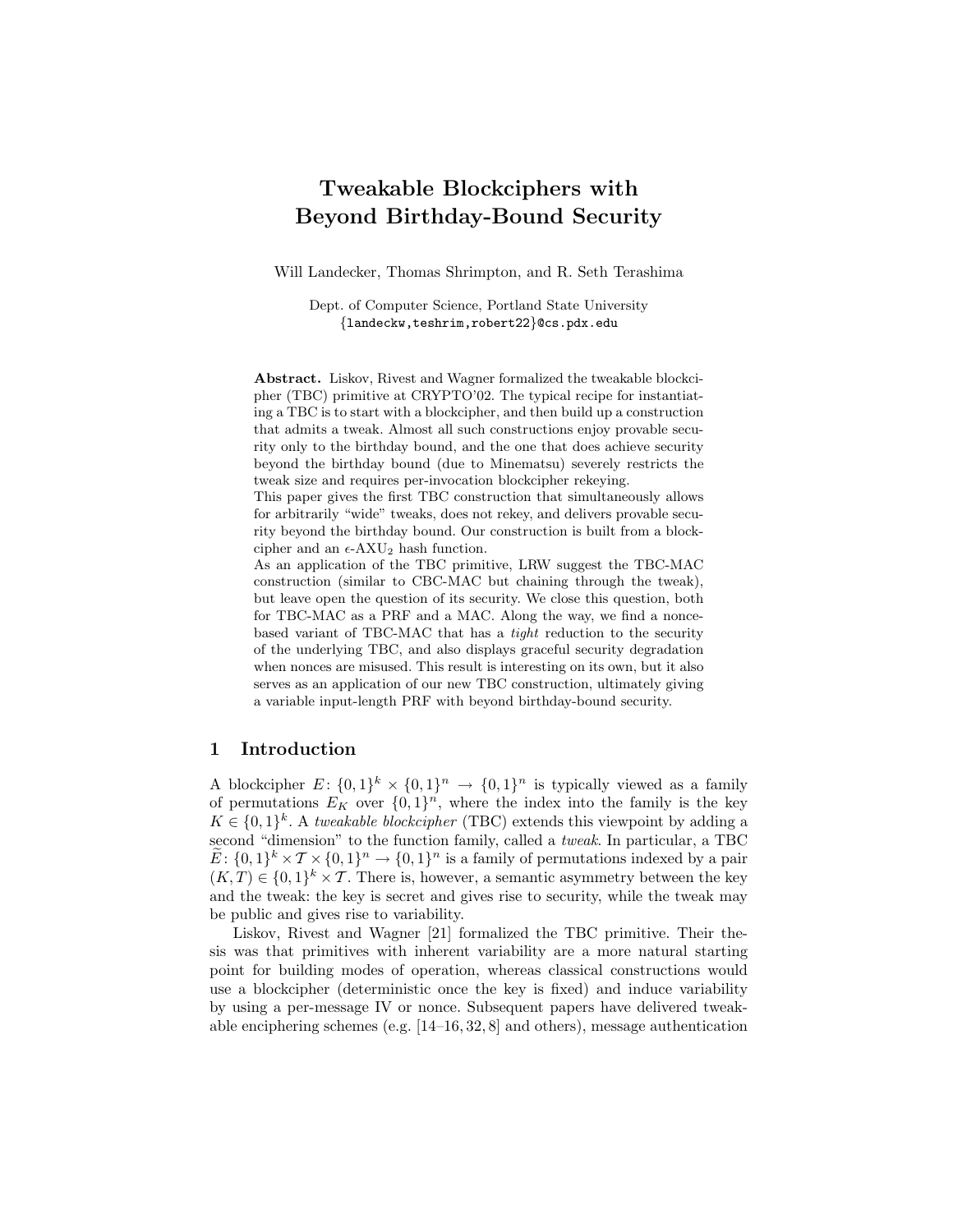# Tweakable Blockciphers with Beyond Birthday-Bound Security

Will Landecker, Thomas Shrimpton, and R. Seth Terashima

Dept. of Computer Science, Portland State University
{landeckw,teshrim,robert22}@cs.pdx.edu

**Abstract.** Liskov, Rivest and Wagner formalized the tweakable blockcipher (TBC) primitive at CRYPTO'02. The typical recipe for instantiating a TBC is to start with a blockcipher, and then build up a construction that admits a tweak. Almost all such constructions enjoy provable security only to the birthday bound, and the one that does achieve security beyond the birthday bound (due to Minematsu) severely restricts the tweak size and requires per-invocation blockcipher rekeying.

This paper gives the first TBC construction that simultaneously allows for arbitrarily "wide" tweaks, does not rekey, and delivers provable security beyond the birthday bound. Our construction is built from a blockcipher and an $\epsilon$-AXU$_2$ hash function.

As an application of the TBC primitive, LRW suggest the TBC-MAC construction (similar to CBC-MAC but chaining through the tweak), but leave open the question of its security. We close this question, both for TBC-MAC as a PRF and a MAC. Along the way, we find a nonce-based variant of TBC-MAC that has a *tight* reduction to the security of the underlying TBC, and also displays graceful security degradation when nonces are misused. This result is interesting on its own, but it also serves as an application of our new TBC construction, ultimately giving a variable input-length PRF with beyond birthday-bound security.

## 1 Introduction

A blockcipher $E\colon \{0,1\}^k \times \{0,1\}^n \to \{0,1\}^n$ is typically viewed as a family of permutations $E_K$ over $\{0,1\}^n$, where the index into the family is the key $K \in \{0,1\}^k$. A *tweakable blockcipher* (TBC) extends this viewpoint by adding a second "dimension" to the function family, called a *tweak*. In particular, a TBC $\widetilde{E}\colon \{0,1\}^k \times \mathcal{T} \times \{0,1\}^n \to \{0,1\}^n$ is a family of permutations indexed by a pair $(K,T) \in \{0,1\}^k \times \mathcal{T}$. There is, however, a semantic asymmetry between the key and the tweak: the key is secret and gives rise to security, while the tweak may be public and gives rise to variability.

Liskov, Rivest and Wagner [21] formalized the TBC primitive. Their thesis was that primitives with inherent variability are a more natural starting point for building modes of operation, whereas classical constructions would use a blockcipher (deterministic once the key is fixed) and induce variability by using a per-message IV or nonce. Subsequent papers have delivered tweakable enciphering schemes (e.g. [14–16, 32, 8] and others), message authentication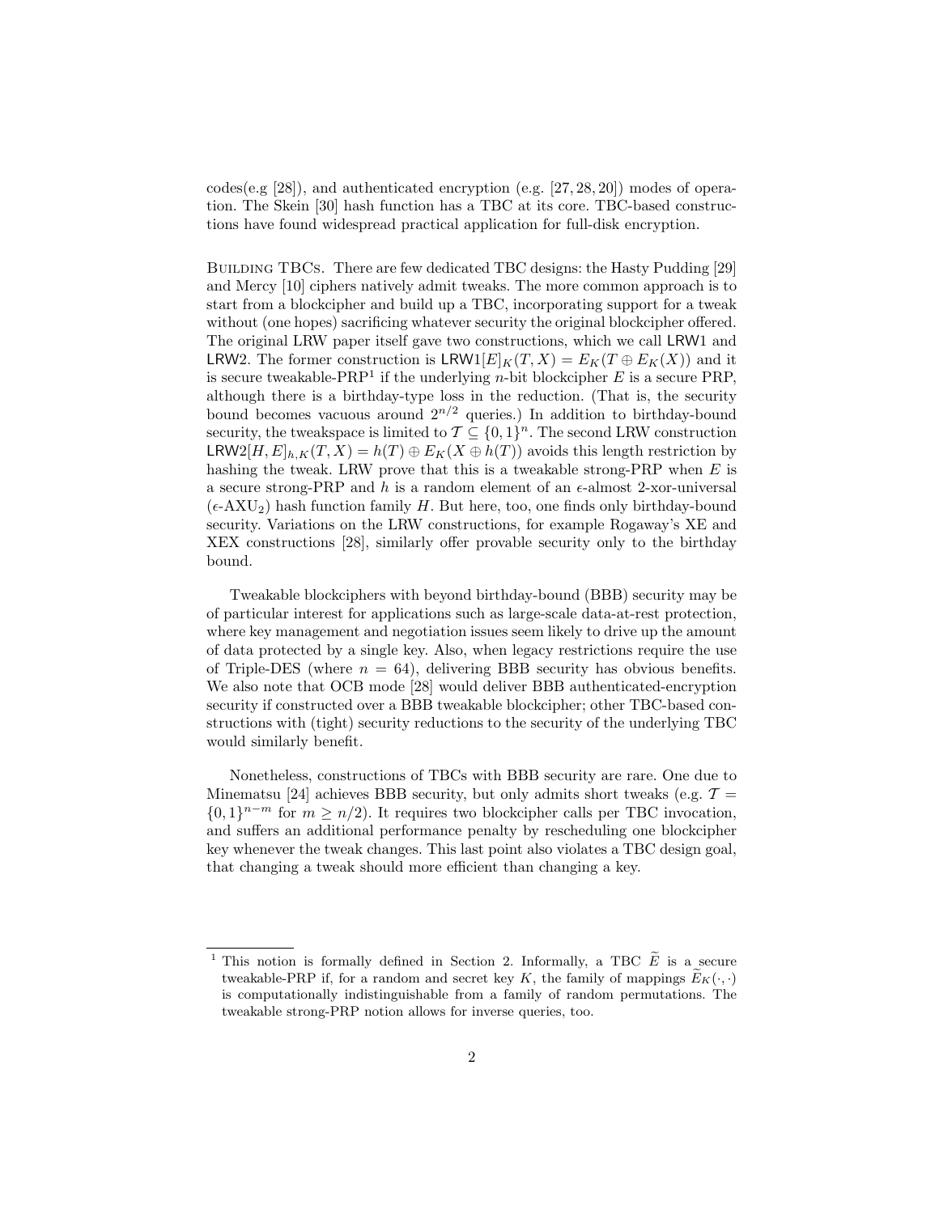codes(e.g [28]), and authenticated encryption (e.g. [27, 28, 20]) modes of operation. The Skein [30] hash function has a TBC at its core. TBC-based constructions have found widespread practical application for full-disk encryption.

Building TBCs. There are few dedicated TBC designs: the Hasty Pudding [29] and Mercy [10] ciphers natively admit tweaks. The more common approach is to start from a blockcipher and build up a TBC, incorporating support for a tweak without (one hopes) sacrificing whatever security the original blockcipher offered. The original LRW paper itself gave two constructions, which we call LRW1 and LRW2. The former construction is $\mathsf{LRW1}[E]_K(T, X) = E_K(T \oplus E_K(X))$ and it is secure tweakable-PRP[1] if the underlying $n$-bit blockcipher $E$ is a secure PRP, although there is a birthday-type loss in the reduction. (That is, the security bound becomes vacuous around $2^{n/2}$ queries.) In addition to birthday-bound security, the tweakspace is limited to $\mathcal{T} \subseteq \{0, 1\}^n$. The second LRW construction $\mathsf{LRW2}[H, E]_{h,K}(T, X) = h(T) \oplus E_K(X \oplus h(T))$ avoids this length restriction by hashing the tweak. LRW prove that this is a tweakable strong-PRP when $E$ is a secure strong-PRP and $h$ is a random element of an $\epsilon$-almost 2-xor-universal ($\epsilon$-AXU$_2$) hash function family $H$. But here, too, one finds only birthday-bound security. Variations on the LRW constructions, for example Rogaway's XE and XEX constructions [28], similarly offer provable security only to the birthday bound.

Tweakable blockciphers with beyond birthday-bound (BBB) security may be of particular interest for applications such as large-scale data-at-rest protection, where key management and negotiation issues seem likely to drive up the amount of data protected by a single key. Also, when legacy restrictions require the use of Triple-DES (where $n = 64$), delivering BBB security has obvious benefits. We also note that OCB mode [28] would deliver BBB authenticated-encryption security if constructed over a BBB tweakable blockcipher; other TBC-based constructions with (tight) security reductions to the security of the underlying TBC would similarly benefit.

Nonetheless, constructions of TBCs with BBB security are rare. One due to Minematsu [24] achieves BBB security, but only admits short tweaks (e.g. $\mathcal{T} = \{0, 1\}^{n-m}$ for $m \geq n/2$). It requires two blockcipher calls per TBC invocation, and suffers an additional performance penalty by rescheduling one blockcipher key whenever the tweak changes. This last point also violates a TBC design goal, that changing a tweak should more efficient than changing a key.

---

[1] This notion is formally defined in Section 2. Informally, a TBC $\widetilde{E}$ is a secure tweakable-PRP if, for a random and secret key $K$, the family of mappings $\widetilde{E}_K(\cdot, \cdot)$ is computationally indistinguishable from a family of random permutations. The tweakable strong-PRP notion allows for inverse queries, too.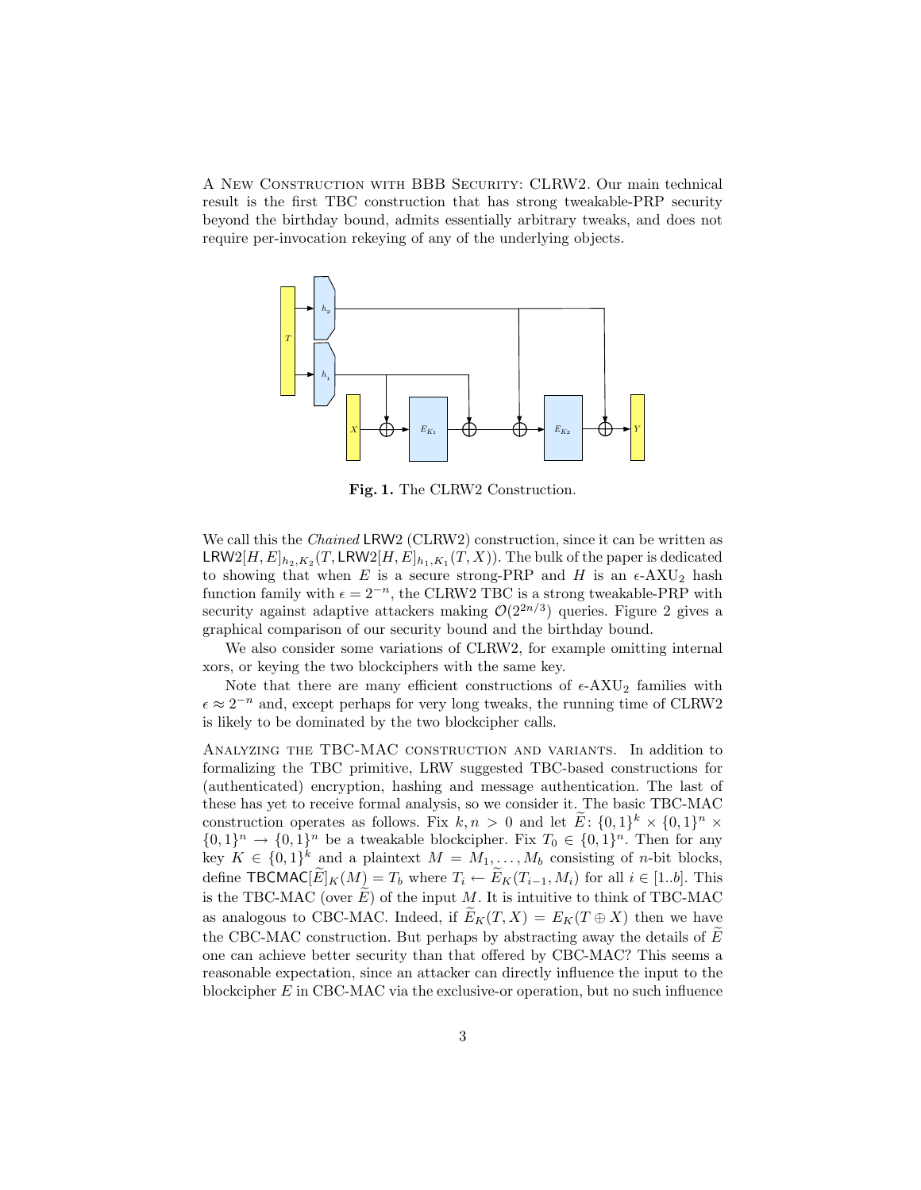A New Construction with BBB Security: CLRW2. Our main technical result is the first TBC construction that has strong tweakable-PRP security beyond the birthday bound, admits essentially arbitrary tweaks, and does not require per-invocation rekeying of any of the underlying objects.

**Fig. 1.** The CLRW2 Construction.

We call this the *Chained* LRW2 (CLRW2) construction, since it can be written as $\mathsf{LRW2}[H, E]_{h_2,K_2}(T, \mathsf{LRW2}[H, E]_{h_1,K_1}(T, X))$. The bulk of the paper is dedicated to showing that when $E$ is a secure strong-PRP and $H$ is an $\epsilon$-AXU$_2$ hash function family with $\epsilon = 2^{-n}$, the CLRW2 TBC is a strong tweakable-PRP with security against adaptive attackers making $\mathcal{O}(2^{2n/3})$ queries. Figure 2 gives a graphical comparison of our security bound and the birthday bound.

We also consider some variations of CLRW2, for example omitting internal xors, or keying the two blockciphers with the same key.

Note that there are many efficient constructions of $\epsilon$-AXU$_2$ families with $\epsilon \approx 2^{-n}$ and, except perhaps for very long tweaks, the running time of CLRW2 is likely to be dominated by the two blockcipher calls.

Analyzing the TBC-MAC construction and variants. In addition to formalizing the TBC primitive, LRW suggested TBC-based constructions for (authenticated) encryption, hashing and message authentication. The last of these has yet to receive formal analysis, so we consider it. The basic TBC-MAC construction operates as follows. Fix $k, n > 0$ and let $\widetilde{E}\colon \{0,1\}^k \times \{0,1\}^n \times \{0,1\}^n \to \{0,1\}^n$ be a tweakable blockcipher. Fix $T_0 \in \{0,1\}^n$. Then for any key $K \in \{0,1\}^k$ and a plaintext $M = M_1, \ldots, M_b$ consisting of $n$-bit blocks, define $\mathsf{TBCMAC}[\widetilde{E}]_K(M) = T_b$ where $T_i \leftarrow \widetilde{E}_K(T_{i-1}, M_i)$ for all $i \in [1..b]$. This is the TBC-MAC (over $\widetilde{E}$) of the input $M$. It is intuitive to think of TBC-MAC as analogous to CBC-MAC. Indeed, if $\widetilde{E}_K(T, X) = E_K(T \oplus X)$ then we have the CBC-MAC construction. But perhaps by abstracting away the details of $\widetilde{E}$ one can achieve better security than that offered by CBC-MAC? This seems a reasonable expectation, since an attacker can directly influence the input to the blockcipher $E$ in CBC-MAC via the exclusive-or operation, but no such influence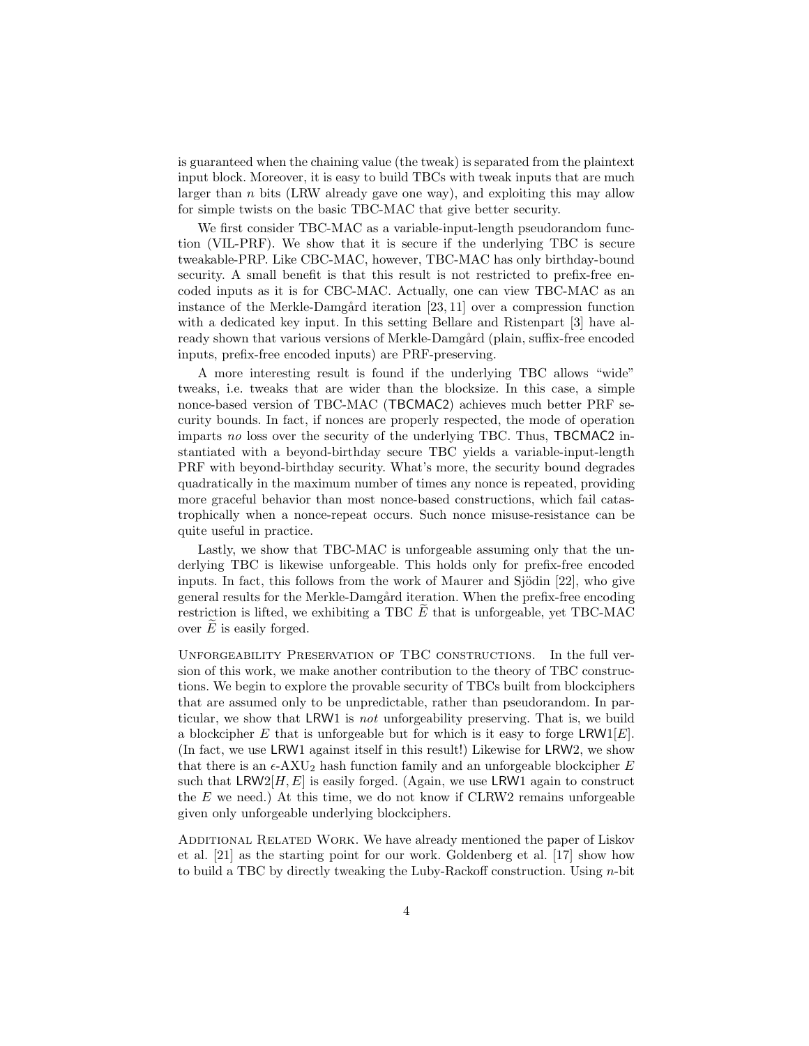is guaranteed when the chaining value (the tweak) is separated from the plaintext input block. Moreover, it is easy to build TBCs with tweak inputs that are much larger than $n$ bits (LRW already gave one way), and exploiting this may allow for simple twists on the basic TBC-MAC that give better security.

We first consider TBC-MAC as a variable-input-length pseudorandom function (VIL-PRF). We show that it is secure if the underlying TBC is secure tweakable-PRP. Like CBC-MAC, however, TBC-MAC has only birthday-bound security. A small benefit is that this result is not restricted to prefix-free encoded inputs as it is for CBC-MAC. Actually, one can view TBC-MAC as an instance of the Merkle-Damgård iteration [23, 11] over a compression function with a dedicated key input. In this setting Bellare and Ristenpart [3] have already shown that various versions of Merkle-Damgård (plain, suffix-free encoded inputs, prefix-free encoded inputs) are PRF-preserving.

A more interesting result is found if the underlying TBC allows "wide" tweaks, i.e. tweaks that are wider than the blocksize. In this case, a simple nonce-based version of TBC-MAC (TBCMAC2) achieves much better PRF security bounds. In fact, if nonces are properly respected, the mode of operation imparts *no* loss over the security of the underlying TBC. Thus, TBCMAC2 instantiated with a beyond-birthday secure TBC yields a variable-input-length PRF with beyond-birthday security. What's more, the security bound degrades quadratically in the maximum number of times any nonce is repeated, providing more graceful behavior than most nonce-based constructions, which fail catastrophically when a nonce-repeat occurs. Such nonce misuse-resistance can be quite useful in practice.

Lastly, we show that TBC-MAC is unforgeable assuming only that the underlying TBC is likewise unforgeable. This holds only for prefix-free encoded inputs. In fact, this follows from the work of Maurer and Sjödin [22], who give general results for the Merkle-Damgård iteration. When the prefix-free encoding restriction is lifted, we exhibiting a TBC $\widetilde{E}$ that is unforgeable, yet TBC-MAC over $\widetilde{E}$ is easily forged.

Unforgeability Preservation of TBC constructions. In the full version of this work, we make another contribution to the theory of TBC constructions. We begin to explore the provable security of TBCs built from blockciphers that are assumed only to be unpredictable, rather than pseudorandom. In particular, we show that LRW1 is *not* unforgeability preserving. That is, we build a blockcipher $E$ that is unforgeable but for which is it easy to forge LRW1$[E]$. (In fact, we use LRW1 against itself in this result!) Likewise for LRW2, we show that there is an $\epsilon$-AXU$_2$ hash function family and an unforgeable blockcipher $E$ such that LRW2$[H, E]$ is easily forged. (Again, we use LRW1 again to construct the $E$ we need.) At this time, we do not know if CLRW2 remains unforgeable given only unforgeable underlying blockciphers.

Additional Related Work. We have already mentioned the paper of Liskov et al. [21] as the starting point for our work. Goldenberg et al. [17] show how to build a TBC by directly tweaking the Luby-Rackoff construction. Using $n$-bit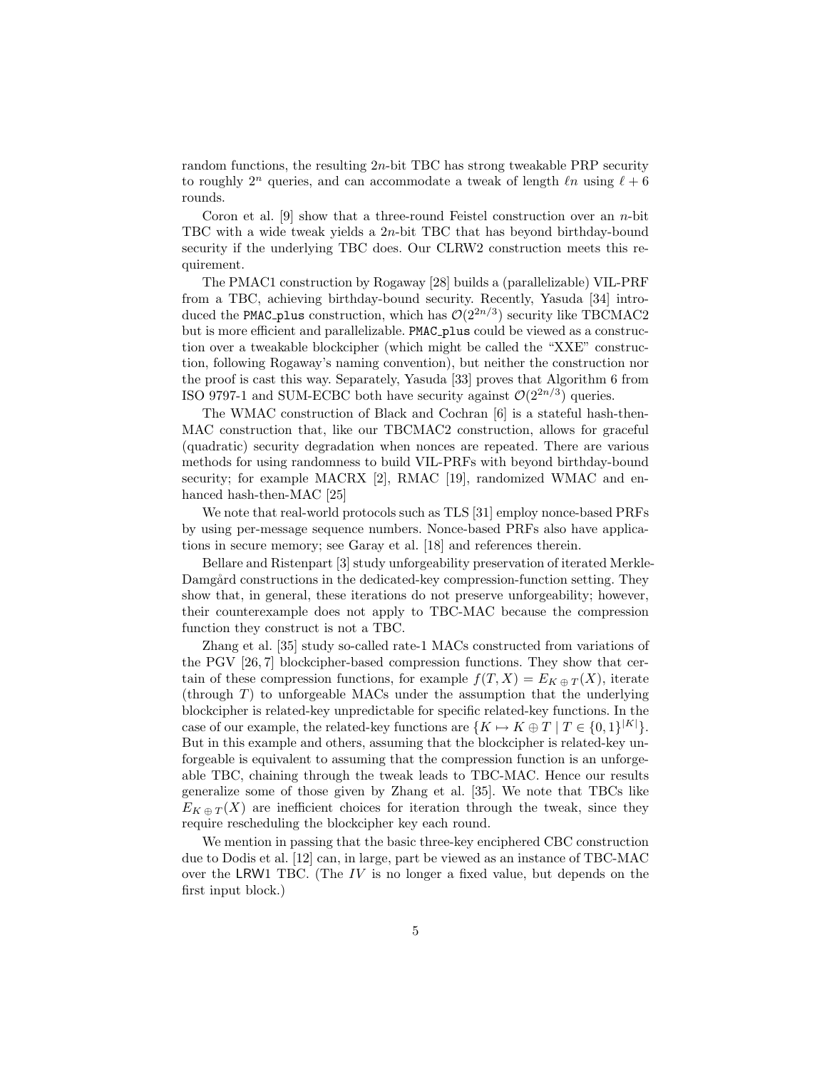random functions, the resulting $2n$-bit TBC has strong tweakable PRP security to roughly $2^n$ queries, and can accommodate a tweak of length $\ell n$ using $\ell + 6$ rounds.

Coron et al. [9] show that a three-round Feistel construction over an $n$-bit TBC with a wide tweak yields a $2n$-bit TBC that has beyond birthday-bound security if the underlying TBC does. Our CLRW2 construction meets this requirement.

The PMAC1 construction by Rogaway [28] builds a (parallelizable) VIL-PRF from a TBC, achieving birthday-bound security. Recently, Yasuda [34] introduced the `PMAC_plus` construction, which has $\mathcal{O}(2^{2n/3})$ security like TBCMAC2 but is more efficient and parallelizable. `PMAC_plus` could be viewed as a construction over a tweakable blockcipher (which might be called the "XXE" construction, following Rogaway's naming convention), but neither the construction nor the proof is cast this way. Separately, Yasuda [33] proves that Algorithm 6 from ISO 9797-1 and SUM-ECBC both have security against $\mathcal{O}(2^{2n/3})$ queries.

The WMAC construction of Black and Cochran [6] is a stateful hash-then-MAC construction that, like our TBCMAC2 construction, allows for graceful (quadratic) security degradation when nonces are repeated. There are various methods for using randomness to build VIL-PRFs with beyond birthday-bound security; for example MACRX [2], RMAC [19], randomized WMAC and enhanced hash-then-MAC [25]

We note that real-world protocols such as TLS [31] employ nonce-based PRFs by using per-message sequence numbers. Nonce-based PRFs also have applications in secure memory; see Garay et al. [18] and references therein.

Bellare and Ristenpart [3] study unforgeability preservation of iterated Merkle-Damgård constructions in the dedicated-key compression-function setting. They show that, in general, these iterations do not preserve unforgeability; however, their counterexample does not apply to TBC-MAC because the compression function they construct is not a TBC.

Zhang et al. [35] study so-called rate-1 MACs constructed from variations of the PGV [26, 7] blockcipher-based compression functions. They show that certain of these compression functions, for example $f(T, X) = E_{K \oplus T}(X)$, iterate (through $T$) to unforgeable MACs under the assumption that the underlying blockcipher is related-key unpredictable for specific related-key functions. In the case of our example, the related-key functions are $\{K \mapsto K \oplus T \mid T \in \{0,1\}^{|K|}\}$. But in this example and others, assuming that the blockcipher is related-key unforgeable is equivalent to assuming that the compression function is an unforgeable TBC, chaining through the tweak leads to TBC-MAC. Hence our results generalize some of those given by Zhang et al. [35]. We note that TBCs like $E_{K \oplus T}(X)$ are inefficient choices for iteration through the tweak, since they require rescheduling the blockcipher key each round.

We mention in passing that the basic three-key enciphered CBC construction due to Dodis et al. [12] can, in large, part be viewed as an instance of TBC-MAC over the LRW1 TBC. (The $IV$ is no longer a fixed value, but depends on the first input block.)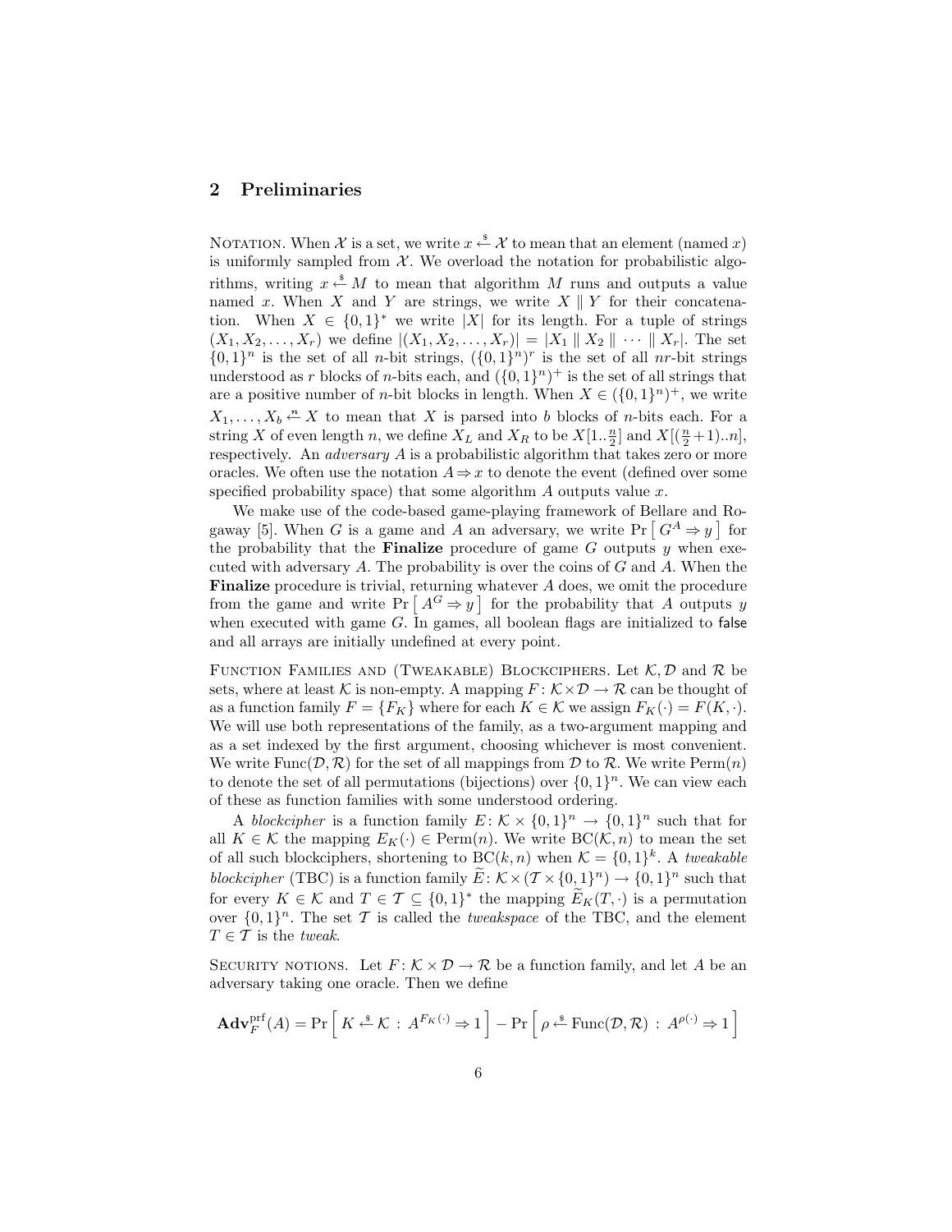## 2 Preliminaries

NOTATION. When $\mathcal{X}$ is a set, we write $x \xleftarrow{\$} \mathcal{X}$ to mean that an element (named $x$) is uniformly sampled from $\mathcal{X}$. We overload the notation for probabilistic algorithms, writing $x \xleftarrow{\$} M$ to mean that algorithm $M$ runs and outputs a value named $x$. When $X$ and $Y$ are strings, we write $X \parallel Y$ for their concatenation. When $X \in \{0,1\}^*$ we write $|X|$ for its length. For a tuple of strings $(X_1, X_2, \ldots, X_r)$ we define $|(X_1, X_2, \ldots, X_r)| = |X_1 \parallel X_2 \parallel \cdots \parallel X_r|$. The set $\{0,1\}^n$ is the set of all $n$-bit strings, $(\{0,1\}^n)^r$ is the set of all $nr$-bit strings understood as $r$ blocks of $n$-bits each, and $(\{0,1\}^n)^+$ is the set of all strings that are a positive number of $n$-bit blocks in length. When $X \in (\{0,1\}^n)^+$, we write $X_1, \ldots, X_b \xleftarrow{n} X$ to mean that $X$ is parsed into $b$ blocks of $n$-bits each. For a string $X$ of even length $n$, we define $X_L$ and $X_R$ to be $X[1..\frac{n}{2}]$ and $X[(\frac{n}{2}+1)..n]$, respectively. An *adversary* $A$ is a probabilistic algorithm that takes zero or more oracles. We often use the notation $A \Rightarrow x$ to denote the event (defined over some specified probability space) that some algorithm $A$ outputs value $x$.

We make use of the code-based game-playing framework of Bellare and Rogaway [5]. When $G$ is a game and $A$ an adversary, we write $\Pr\left[\, G^A \Rightarrow y \,\right]$ for the probability that the **Finalize** procedure of game $G$ outputs $y$ when executed with adversary $A$. The probability is over the coins of $G$ and $A$. When the **Finalize** procedure is trivial, returning whatever $A$ does, we omit the procedure from the game and write $\Pr\left[\, A^G \Rightarrow y \,\right]$ for the probability that $A$ outputs $y$ when executed with game $G$. In games, all boolean flags are initialized to $\mathsf{false}$ and all arrays are initially undefined at every point.

FUNCTION FAMILIES AND (TWEAKABLE) BLOCKCIPHERS. Let $\mathcal{K}, \mathcal{D}$ and $\mathcal{R}$ be sets, where at least $\mathcal{K}$ is non-empty. A mapping $F \colon \mathcal{K} \times \mathcal{D} \to \mathcal{R}$ can be thought of as a function family $F = \{F_K\}$ where for each $K \in \mathcal{K}$ we assign $F_K(\cdot) = F(K, \cdot)$. We will use both representations of the family, as a two-argument mapping and as a set indexed by the first argument, choosing whichever is most convenient. We write $\mathrm{Func}(\mathcal{D}, \mathcal{R})$ for the set of all mappings from $\mathcal{D}$ to $\mathcal{R}$. We write $\mathrm{Perm}(n)$ to denote the set of all permutations (bijections) over $\{0,1\}^n$. We can view each of these as function families with some understood ordering.

A *blockcipher* is a function family $E \colon \mathcal{K} \times \{0,1\}^n \to \{0,1\}^n$ such that for all $K \in \mathcal{K}$ the mapping $E_K(\cdot) \in \mathrm{Perm}(n)$. We write $\mathrm{BC}(\mathcal{K}, n)$ to mean the set of all such blockciphers, shortening to $\mathrm{BC}(k, n)$ when $\mathcal{K} = \{0,1\}^k$. A *tweakable blockcipher* (TBC) is a function family $\widetilde{E} \colon \mathcal{K} \times (\mathcal{T} \times \{0,1\}^n) \to \{0,1\}^n$ such that for every $K \in \mathcal{K}$ and $T \in \mathcal{T} \subseteq \{0,1\}^*$ the mapping $\widetilde{E}_K(T, \cdot)$ is a permutation over $\{0,1\}^n$. The set $\mathcal{T}$ is called the *tweakspace* of the TBC, and the element $T \in \mathcal{T}$ is the *tweak*.

SECURITY NOTIONS. Let $F \colon \mathcal{K} \times \mathcal{D} \to \mathcal{R}$ be a function family, and let $A$ be an adversary taking one oracle. Then we define

$$\mathbf{Adv}_F^{\mathrm{prf}}(A) = \Pr\left[\, K \xleftarrow{\$} \mathcal{K} \,:\, A^{F_K(\cdot)} \Rightarrow 1 \,\right] - \Pr\left[\, \rho \xleftarrow{\$} \mathrm{Func}(\mathcal{D}, \mathcal{R}) \,:\, A^{\rho(\cdot)} \Rightarrow 1 \,\right]$$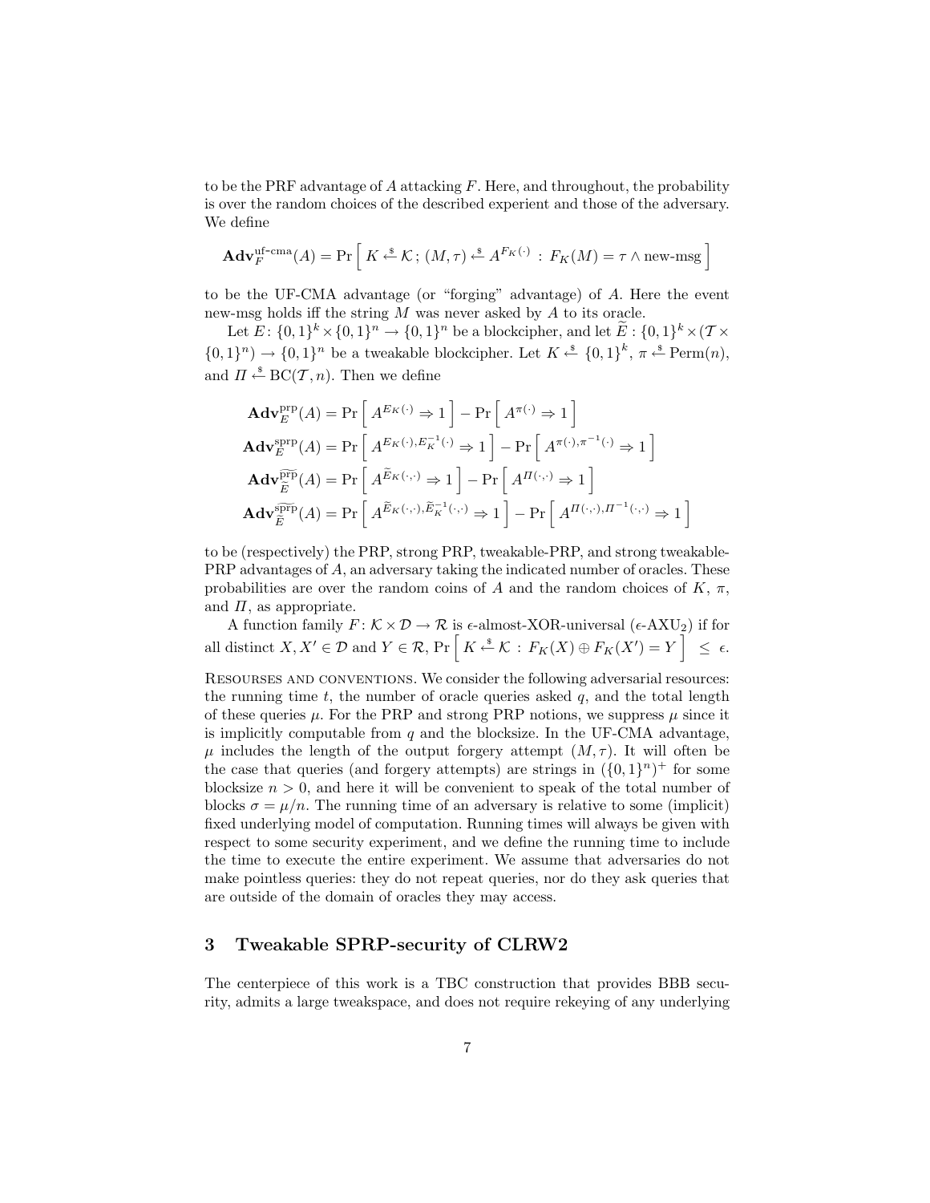to be the PRF advantage of $A$ attacking $F$. Here, and throughout, the probability is over the random choices of the described experient and those of the adversary. We define

$$\mathbf{Adv}_F^{\text{uf-cma}}(A) = \Pr\left[\, K \xleftarrow{\$} \mathcal{K}\,;\, (M,\tau) \xleftarrow{\$} A^{F_K(\cdot)} \,:\, F_K(M) = \tau \wedge \text{new-msg} \,\right]$$

to be the UF-CMA advantage (or "forging" advantage) of $A$. Here the event new-msg holds iff the string $M$ was never asked by $A$ to its oracle.

Let $E\colon \{0,1\}^k \times \{0,1\}^n \to \{0,1\}^n$ be a blockcipher, and let $\widetilde{E} : \{0,1\}^k \times (\mathcal{T} \times \{0,1\}^n) \to \{0,1\}^n$ be a tweakable blockcipher. Let $K \xleftarrow{\$} \{0,1\}^k$, $\pi \xleftarrow{\$} \mathrm{Perm}(n)$, and $\Pi \xleftarrow{\$} \mathrm{BC}(\mathcal{T}, n)$. Then we define

$$\mathbf{Adv}_E^{\text{prp}}(A) = \Pr\left[\, A^{E_K(\cdot)} \Rightarrow 1 \,\right] - \Pr\left[\, A^{\pi(\cdot)} \Rightarrow 1 \,\right]$$

$$\mathbf{Adv}_E^{\text{sprp}}(A) = \Pr\left[\, A^{E_K(\cdot), E_K^{-1}(\cdot)} \Rightarrow 1 \,\right] - \Pr\left[\, A^{\pi(\cdot), \pi^{-1}(\cdot)} \Rightarrow 1 \,\right]$$

$$\mathbf{Adv}_{\widetilde{E}}^{\widetilde{\text{prp}}}(A) = \Pr\left[\, A^{\widetilde{E}_K(\cdot,\cdot)} \Rightarrow 1 \,\right] - \Pr\left[\, A^{\Pi(\cdot,\cdot)} \Rightarrow 1 \,\right]$$

$$\mathbf{Adv}_{\widetilde{E}}^{\widetilde{\text{sprp}}}(A) = \Pr\left[\, A^{\widetilde{E}_K(\cdot,\cdot), \widetilde{E}_K^{-1}(\cdot,\cdot)} \Rightarrow 1 \,\right] - \Pr\left[\, A^{\Pi(\cdot,\cdot), \Pi^{-1}(\cdot,\cdot)} \Rightarrow 1 \,\right]$$

to be (respectively) the PRP, strong PRP, tweakable-PRP, and strong tweakable-PRP advantages of $A$, an adversary taking the indicated number of oracles. These probabilities are over the random coins of $A$ and the random choices of $K$, $\pi$, and $\Pi$, as appropriate.

A function family $F\colon \mathcal{K} \times \mathcal{D} \to \mathcal{R}$ is $\epsilon$-almost-XOR-universal ($\epsilon$-AXU$_2$) if for all distinct $X, X' \in \mathcal{D}$ and $Y \in \mathcal{R}$, $\Pr\left[\, K \xleftarrow{\$} \mathcal{K} \,:\, F_K(X) \oplus F_K(X') = Y \,\right] \;\leq\; \epsilon$.

Resourses and conventions. We consider the following adversarial resources: the running time $t$, the number of oracle queries asked $q$, and the total length of these queries $\mu$. For the PRP and strong PRP notions, we suppress $\mu$ since it is implicitly computable from $q$ and the blocksize. In the UF-CMA advantage, $\mu$ includes the length of the output forgery attempt $(M, \tau)$. It will often be the case that queries (and forgery attempts) are strings in $(\{0,1\}^n)^+$ for some blocksize $n > 0$, and here it will be convenient to speak of the total number of blocks $\sigma = \mu/n$. The running time of an adversary is relative to some (implicit) fixed underlying model of computation. Running times will always be given with respect to some security experiment, and we define the running time to include the time to execute the entire experiment. We assume that adversaries do not make pointless queries: they do not repeat queries, nor do they ask queries that are outside of the domain of oracles they may access.

## 3 Tweakable SPRP-security of CLRW2

The centerpiece of this work is a TBC construction that provides BBB security, admits a large tweakspace, and does not require rekeying of any underlying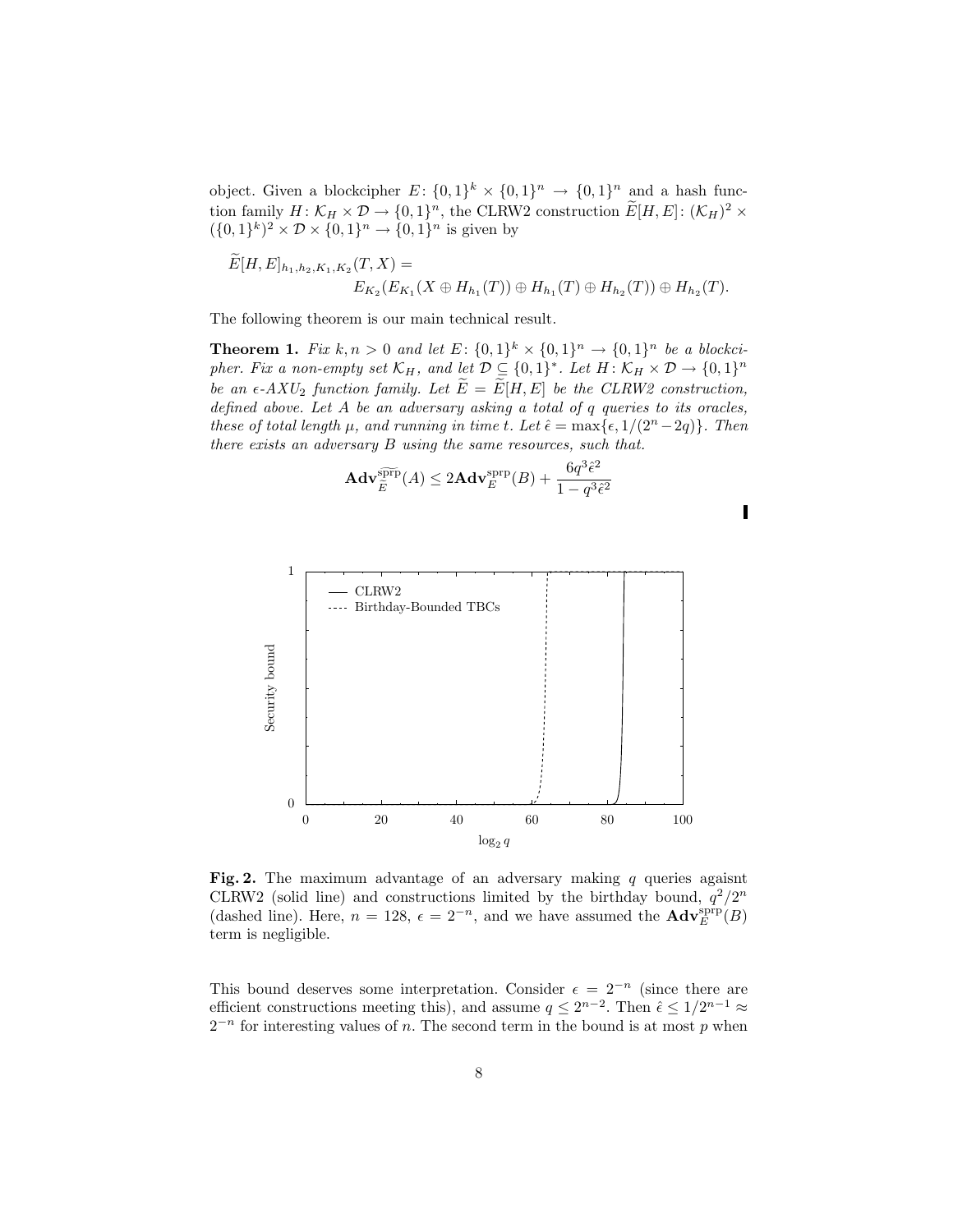object. Given a blockcipher $E\colon \{0,1\}^k \times \{0,1\}^n \to \{0,1\}^n$ and a hash function family $H\colon \mathcal{K}_H \times \mathcal{D} \to \{0,1\}^n$, the CLRW2 construction $\widetilde{E}[H,E]\colon (\mathcal{K}_H)^2 \times (\{0,1\}^k)^2 \times \mathcal{D} \times \{0,1\}^n \to \{0,1\}^n$ is given by

$$\widetilde{E}[H,E]_{h_1,h_2,K_1,K_2}(T,X) = E_{K_2}(E_{K_1}(X \oplus H_{h_1}(T)) \oplus H_{h_1}(T) \oplus H_{h_2}(T)) \oplus H_{h_2}(T).$$

The following theorem is our main technical result.

**Theorem 1.** *Fix $k,n > 0$ and let $E\colon \{0,1\}^k \times \{0,1\}^n \to \{0,1\}^n$ be a blockcipher. Fix a non-empty set $\mathcal{K}_H$, and let $\mathcal{D} \subseteq \{0,1\}^*$. Let $H\colon \mathcal{K}_H \times \mathcal{D} \to \{0,1\}^n$ be an $\epsilon$-AXU$_2$ function family. Let $\widetilde{E} = \widetilde{E}[H,E]$ be the CLRW2 construction, defined above. Let $A$ be an adversary asking a total of $q$ queries to its oracles, these of total length $\mu$, and running in time $t$. Let $\hat{\epsilon} = \max\{\epsilon, 1/(2^n - 2q)\}$. Then there exists an adversary $B$ using the same resources, such that.*

$$\mathbf{Adv}^{\widetilde{\mathrm{sprp}}}_{\widetilde{E}}(A) \leq 2\mathbf{Adv}^{\mathrm{sprp}}_{E}(B) + \frac{6q^3\hat{\epsilon}^2}{1 - q^3\hat{\epsilon}^2}$$

∎

**Fig. 2.** The maximum advantage of an adversary making $q$ queries agaisnt CLRW2 (solid line) and constructions limited by the birthday bound, $q^2/2^n$ (dashed line). Here, $n = 128$, $\epsilon = 2^{-n}$, and we have assumed the $\mathbf{Adv}^{\mathrm{sprp}}_{E}(B)$ term is negligible.

This bound deserves some interpretation. Consider $\epsilon = 2^{-n}$ (since there are efficient constructions meeting this), and assume $q \leq 2^{n-2}$. Then $\hat{\epsilon} \leq 1/2^{n-1} \approx 2^{-n}$ for interesting values of $n$. The second term in the bound is at most $p$ when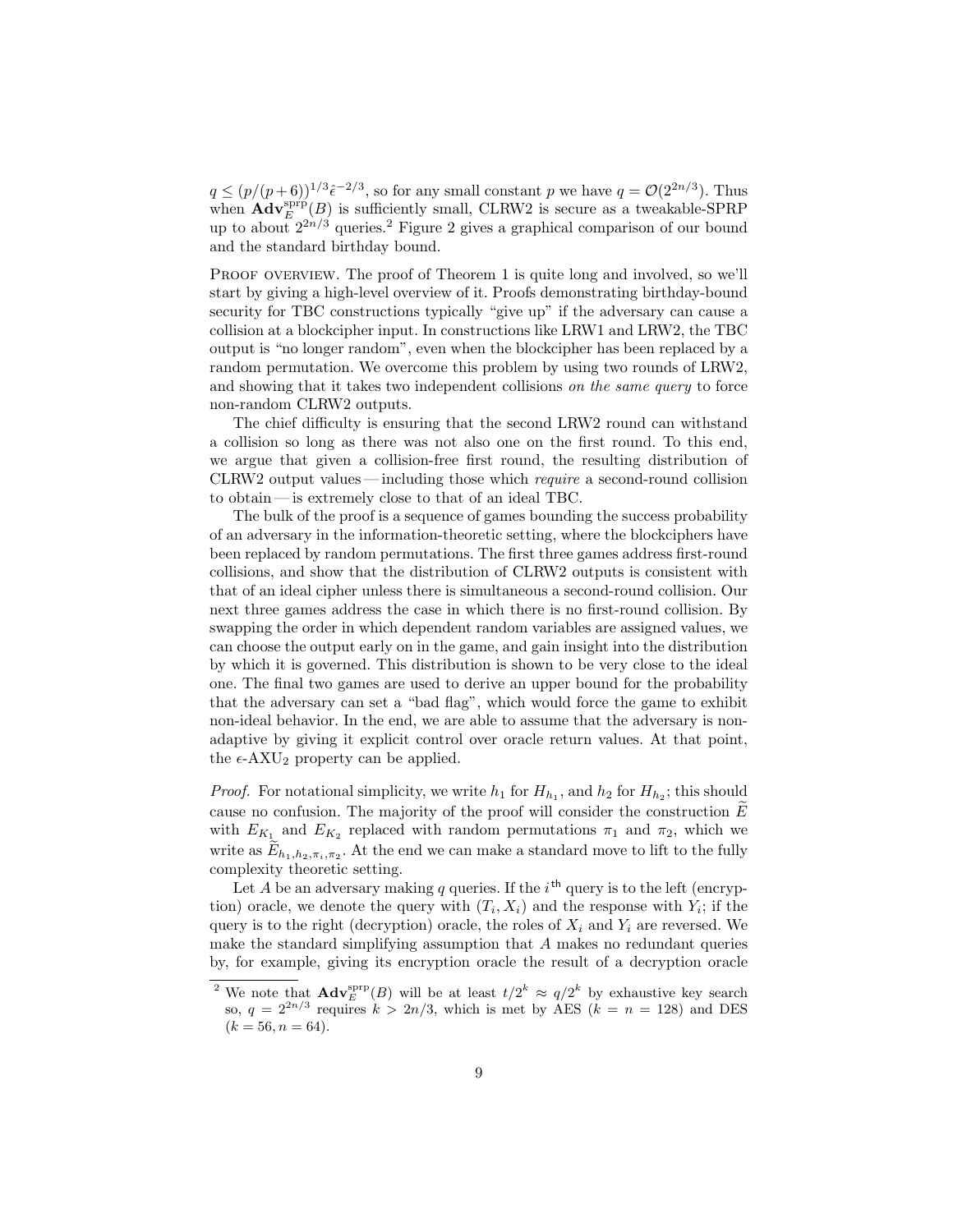$q \leq (p/(p+6))^{1/3}\hat{\epsilon}^{-2/3}$, so for any small constant $p$ we have $q = \mathcal{O}(2^{2n/3})$. Thus when $\mathbf{Adv}_E^{\text{sprp}}(B)$ is sufficiently small, CLRW2 is secure as a tweakable-SPRP up to about $2^{2n/3}$ queries.[2] Figure 2 gives a graphical comparison of our bound and the standard birthday bound.

Proof overview. The proof of Theorem 1 is quite long and involved, so we'll start by giving a high-level overview of it. Proofs demonstrating birthday-bound security for TBC constructions typically "give up" if the adversary can cause a collision at a blockcipher input. In constructions like LRW1 and LRW2, the TBC output is "no longer random", even when the blockcipher has been replaced by a random permutation. We overcome this problem by using two rounds of LRW2, and showing that it takes two independent collisions *on the same query* to force non-random CLRW2 outputs.

The chief difficulty is ensuring that the second LRW2 round can withstand a collision so long as there was not also one on the first round. To this end, we argue that given a collision-free first round, the resulting distribution of CLRW2 output values — including those which *require* a second-round collision to obtain — is extremely close to that of an ideal TBC.

The bulk of the proof is a sequence of games bounding the success probability of an adversary in the information-theoretic setting, where the blockciphers have been replaced by random permutations. The first three games address first-round collisions, and show that the distribution of CLRW2 outputs is consistent with that of an ideal cipher unless there is simultaneous a second-round collision. Our next three games address the case in which there is no first-round collision. By swapping the order in which dependent random variables are assigned values, we can choose the output early on in the game, and gain insight into the distribution by which it is governed. This distribution is shown to be very close to the ideal one. The final two games are used to derive an upper bound for the probability that the adversary can set a "bad flag", which would force the game to exhibit non-ideal behavior. In the end, we are able to assume that the adversary is non-adaptive by giving it explicit control over oracle return values. At that point, the $\epsilon$-AXU$_2$ property can be applied.

*Proof.* For notational simplicity, we write $h_1$ for $H_{h_1}$, and $h_2$ for $H_{h_2}$; this should cause no confusion. The majority of the proof will consider the construction $\widetilde{E}$ with $E_{K_1}$ and $E_{K_2}$ replaced with random permutations $\pi_1$ and $\pi_2$, which we write as $\widetilde{E}_{h_1,h_2,\pi_i,\pi_2}$. At the end we can make a standard move to lift to the fully complexity theoretic setting.

Let $A$ be an adversary making $q$ queries. If the $i^{\text{th}}$ query is to the left (encryption) oracle, we denote the query with $(T_i, X_i)$ and the response with $Y_i$; if the query is to the right (decryption) oracle, the roles of $X_i$ and $Y_i$ are reversed. We make the standard simplifying assumption that $A$ makes no redundant queries by, for example, giving its encryption oracle the result of a decryption oracle

[2] We note that $\mathbf{Adv}_E^{\text{sprp}}(B)$ will be at least $t/2^k \approx q/2^k$ by exhaustive key search so, $q = 2^{2n/3}$ requires $k > 2n/3$, which is met by AES ($k = n = 128$) and DES ($k = 56, n = 64$).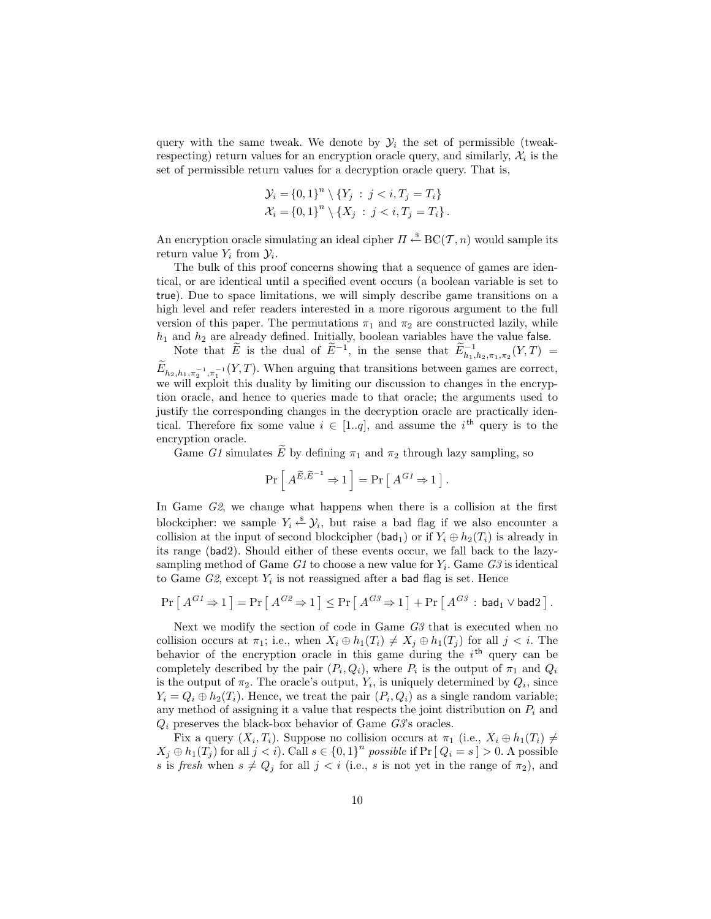query with the same tweak. We denote by $\mathcal{Y}_i$ the set of permissible (tweak-respecting) return values for an encryption oracle query, and similarly, $\mathcal{X}_i$ is the set of permissible return values for a decryption oracle query. That is,

$$\mathcal{Y}_i = \{0,1\}^n \setminus \{Y_j \;:\; j < i, T_j = T_i\}$$
$$\mathcal{X}_i = \{0,1\}^n \setminus \{X_j \;:\; j < i, T_j = T_i\}\,.$$

An encryption oracle simulating an ideal cipher $\Pi \xleftarrow{\$} \mathrm{BC}(\mathcal{T}, n)$ would sample its return value $Y_i$ from $\mathcal{Y}_i$.

The bulk of this proof concerns showing that a sequence of games are identical, or are identical until a specified event occurs (a boolean variable is set to true). Due to space limitations, we will simply describe game transitions on a high level and refer readers interested in a more rigorous argument to the full version of this paper. The permutations $\pi_1$ and $\pi_2$ are constructed lazily, while $h_1$ and $h_2$ are already defined. Initially, boolean variables have the value false.

Note that $\widetilde{E}$ is the dual of $\widetilde{E}^{-1}$, in the sense that $\widetilde{E}^{-1}_{h_1,h_2,\pi_1,\pi_2}(Y,T) = \widetilde{E}_{h_2,h_1,\pi_2^{-1},\pi_1^{-1}}(Y,T)$. When arguing that transitions between games are correct, we will exploit this duality by limiting our discussion to changes in the encryption oracle, and hence to queries made to that oracle; the arguments used to justify the corresponding changes in the decryption oracle are practically identical. Therefore fix some value $i \in [1..q]$, and assume the $i^{\mathsf{th}}$ query is to the encryption oracle.

Game *G1* simulates $\widetilde{E}$ by defining $\pi_1$ and $\pi_2$ through lazy sampling, so

$$\Pr\left[\, A^{\widetilde{E},\widetilde{E}^{-1}} \Rightarrow 1 \,\right] = \Pr\left[\, A^{G1} \Rightarrow 1 \,\right].$$

In Game *G2*, we change what happens when there is a collision at the first blockcipher: we sample $Y_i \xleftarrow{\$} \mathcal{Y}_i$, but raise a bad flag if we also encounter a collision at the input of second blockcipher ($\mathsf{bad}_1$) or if $Y_i \oplus h_2(T_i)$ is already in its range ($\mathsf{bad2}$). Should either of these events occur, we fall back to the lazy-sampling method of Game *G1* to choose a new value for $Y_i$. Game *G3* is identical to Game *G2*, except $Y_i$ is not reassigned after a $\mathsf{bad}$ flag is set. Hence

$$\Pr\left[\, A^{G1} \Rightarrow 1 \,\right] = \Pr\left[\, A^{G2} \Rightarrow 1 \,\right] \le \Pr\left[\, A^{G3} \Rightarrow 1 \,\right] + \Pr\left[\, A^{G3} \,:\, \mathsf{bad}_1 \vee \mathsf{bad2} \,\right].$$

Next we modify the section of code in Game *G3* that is executed when no collision occurs at $\pi_1$; i.e., when $X_i \oplus h_1(T_i) \ne X_j \oplus h_1(T_j)$ for all $j < i$. The behavior of the encryption oracle in this game during the $i^{\mathsf{th}}$ query can be completely described by the pair $(P_i, Q_i)$, where $P_i$ is the output of $\pi_1$ and $Q_i$ is the output of $\pi_2$. The oracle's output, $Y_i$, is uniquely determined by $Q_i$, since $Y_i = Q_i \oplus h_2(T_i)$. Hence, we treat the pair $(P_i, Q_i)$ as a single random variable; any method of assigning it a value that respects the joint distribution on $P_i$ and $Q_i$ preserves the black-box behavior of Game *G3*'s oracles.

Fix a query $(X_i, T_i)$. Suppose no collision occurs at $\pi_1$ (i.e., $X_i \oplus h_1(T_i) \ne X_j \oplus h_1(T_j)$ for all $j < i$). Call $s \in \{0,1\}^n$ *possible* if $\Pr\left[\, Q_i = s \,\right] > 0$. A possible $s$ is *fresh* when $s \ne Q_j$ for all $j < i$ (i.e., $s$ is not yet in the range of $\pi_2$), and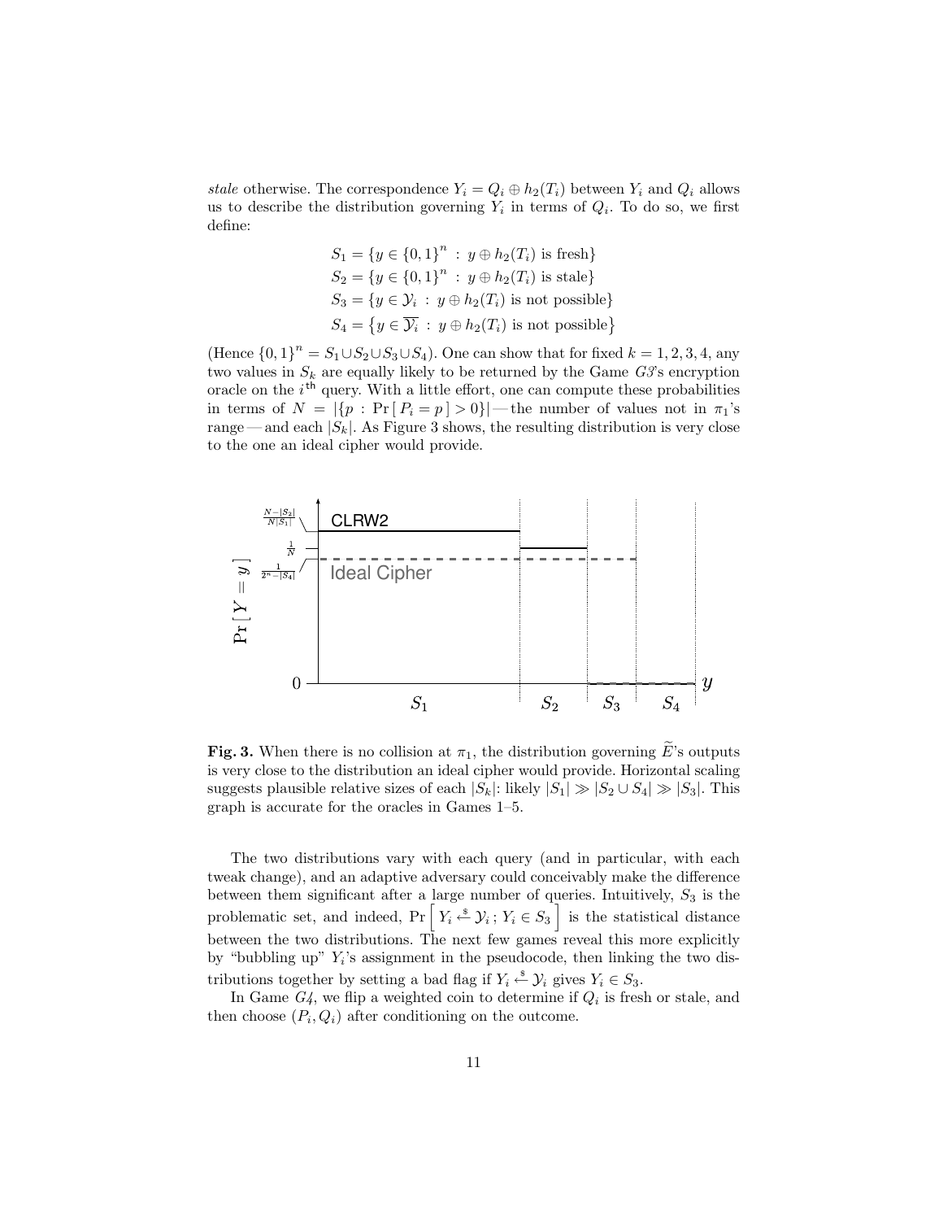*stale* otherwise. The correspondence $Y_i = Q_i \oplus h_2(T_i)$ between $Y_i$ and $Q_i$ allows us to describe the distribution governing $Y_i$ in terms of $Q_i$. To do so, we first define:

$$S_1 = \{y \in \{0,1\}^n \,:\, y \oplus h_2(T_i) \text{ is fresh}\}$$
$$S_2 = \{y \in \{0,1\}^n \,:\, y \oplus h_2(T_i) \text{ is stale}\}$$
$$S_3 = \{y \in \mathcal{Y}_i \,:\, y \oplus h_2(T_i) \text{ is not possible}\}$$
$$S_4 = \{y \in \overline{\mathcal{Y}_i} \,:\, y \oplus h_2(T_i) \text{ is not possible}\}$$

(Hence $\{0,1\}^n = S_1 \cup S_2 \cup S_3 \cup S_4$). One can show that for fixed $k = 1, 2, 3, 4$, any two values in $S_k$ are equally likely to be returned by the Game *G3*'s encryption oracle on the $i^{\text{th}}$ query. With a little effort, one can compute these probabilities in terms of $N = |\{p \,:\, \Pr[\,P_i = p\,] > 0\}|$ — the number of values not in $\pi_1$'s range — and each $|S_k|$. As Figure 3 shows, the resulting distribution is very close to the one an ideal cipher would provide.

**Fig. 3.** When there is no collision at $\pi_1$, the distribution governing $\widetilde{E}$'s outputs is very close to the distribution an ideal cipher would provide. Horizontal scaling suggests plausible relative sizes of each $|S_k|$: likely $|S_1| \gg |S_2 \cup S_4| \gg |S_3|$. This graph is accurate for the oracles in Games 1–5.

The two distributions vary with each query (and in particular, with each tweak change), and an adaptive adversary could conceivably make the difference between them significant after a large number of queries. Intuitively, $S_3$ is the problematic set, and indeed, $\Pr\left[\, Y_i \xleftarrow{\$} \mathcal{Y}_i \,;\, Y_i \in S_3 \,\right]$ is the statistical distance between the two distributions. The next few games reveal this more explicitly by "bubbling up" $Y_i$'s assignment in the pseudocode, then linking the two distributions together by setting a bad flag if $Y_i \xleftarrow{\$} \mathcal{Y}_i$ gives $Y_i \in S_3$.

In Game *G4*, we flip a weighted coin to determine if $Q_i$ is fresh or stale, and then choose $(P_i, Q_i)$ after conditioning on the outcome.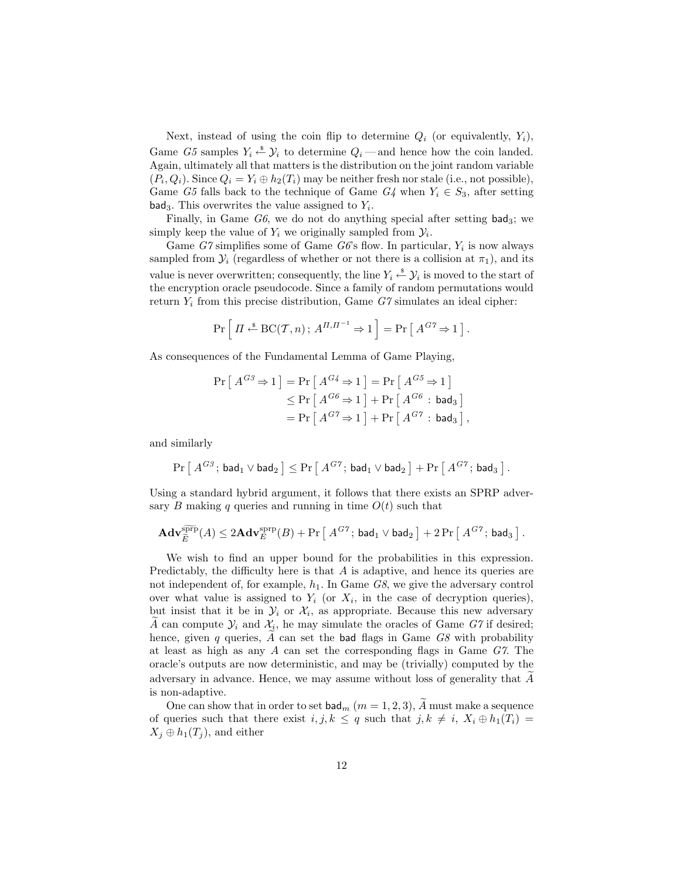Next, instead of using the coin flip to determine $Q_i$ (or equivalently, $Y_i$), Game *G5* samples $Y_i \xleftarrow{\$} \mathcal{Y}_i$ to determine $Q_i$ — and hence how the coin landed. Again, ultimately all that matters is the distribution on the joint random variable $(P_i, Q_i)$. Since $Q_i = Y_i \oplus h_2(T_i)$ may be neither fresh nor stale (i.e., not possible), Game *G5* falls back to the technique of Game *G4* when $Y_i \in S_3$, after setting $\mathsf{bad}_3$. This overwrites the value assigned to $Y_i$.

Finally, in Game *G6*, we do not do anything special after setting $\mathsf{bad}_3$; we simply keep the value of $Y_i$ we originally sampled from $\mathcal{Y}_i$.

Game *G7* simplifies some of Game *G6*'s flow. In particular, $Y_i$ is now always sampled from $\mathcal{Y}_i$ (regardless of whether or not there is a collision at $\pi_1$), and its value is never overwritten; consequently, the line $Y_i \xleftarrow{\$} \mathcal{Y}_i$ is moved to the start of the encryption oracle pseudocode. Since a family of random permutations would return $Y_i$ from this precise distribution, Game *G7* simulates an ideal cipher:

$$\Pr\left[\, \Pi \xleftarrow{\$} \mathrm{BC}(\mathcal{T}, n)\,;\, A^{\Pi, \Pi^{-1}} \Rightarrow 1 \,\right] = \Pr\left[\, A^{G7} \Rightarrow 1 \,\right].$$

As consequences of the Fundamental Lemma of Game Playing,

$$\begin{aligned}
\Pr\left[\, A^{G3} \Rightarrow 1 \,\right] &= \Pr\left[\, A^{G4} \Rightarrow 1 \,\right] = \Pr\left[\, A^{G5} \Rightarrow 1 \,\right] \\
&\le \Pr\left[\, A^{G6} \Rightarrow 1 \,\right] + \Pr\left[\, A^{G6} \,:\, \mathsf{bad}_3 \,\right] \\
&= \Pr\left[\, A^{G7} \Rightarrow 1 \,\right] + \Pr\left[\, A^{G7} \,:\, \mathsf{bad}_3 \,\right],
\end{aligned}$$

and similarly

$$\Pr\left[\, A^{G3}\,;\, \mathsf{bad}_1 \vee \mathsf{bad}_2 \,\right] \le \Pr\left[\, A^{G7}\,;\, \mathsf{bad}_1 \vee \mathsf{bad}_2 \,\right] + \Pr\left[\, A^{G7}\,;\, \mathsf{bad}_3 \,\right].$$

Using a standard hybrid argument, it follows that there exists an SPRP adversary $B$ making $q$ queries and running in time $O(t)$ such that

$$\mathbf{Adv}^{\widetilde{\mathrm{sprp}}}_{\widetilde{E}}(A) \le 2\mathbf{Adv}^{\mathrm{sprp}}_{E}(B) + \Pr\left[\, A^{G7}\,;\, \mathsf{bad}_1 \vee \mathsf{bad}_2 \,\right] + 2\Pr\left[\, A^{G7}\,;\, \mathsf{bad}_3 \,\right].$$

We wish to find an upper bound for the probabilities in this expression. Predictably, the difficulty here is that $A$ is adaptive, and hence its queries are not independent of, for example, $h_1$. In Game *G8*, we give the adversary control over what value is assigned to $Y_i$ (or $X_i$, in the case of decryption queries), but insist that it be in $\mathcal{Y}_i$ or $\mathcal{X}_i$, as appropriate. Because this new adversary $\widetilde{A}$ can compute $\mathcal{Y}_i$ and $\mathcal{X}_i$, he may simulate the oracles of Game *G7* if desired; hence, given $q$ queries, $\widetilde{A}$ can set the $\mathsf{bad}$ flags in Game *G8* with probability at least as high as any $A$ can set the corresponding flags in Game *G7*. The oracle's outputs are now deterministic, and may be (trivially) computed by the adversary in advance. Hence, we may assume without loss of generality that $\widetilde{A}$ is non-adaptive.

One can show that in order to set $\mathsf{bad}_m$ ($m = 1, 2, 3$), $\widetilde{A}$ must make a sequence of queries such that there exist $i, j, k \le q$ such that $j, k \ne i$, $X_i \oplus h_1(T_i) = X_j \oplus h_1(T_j)$, and either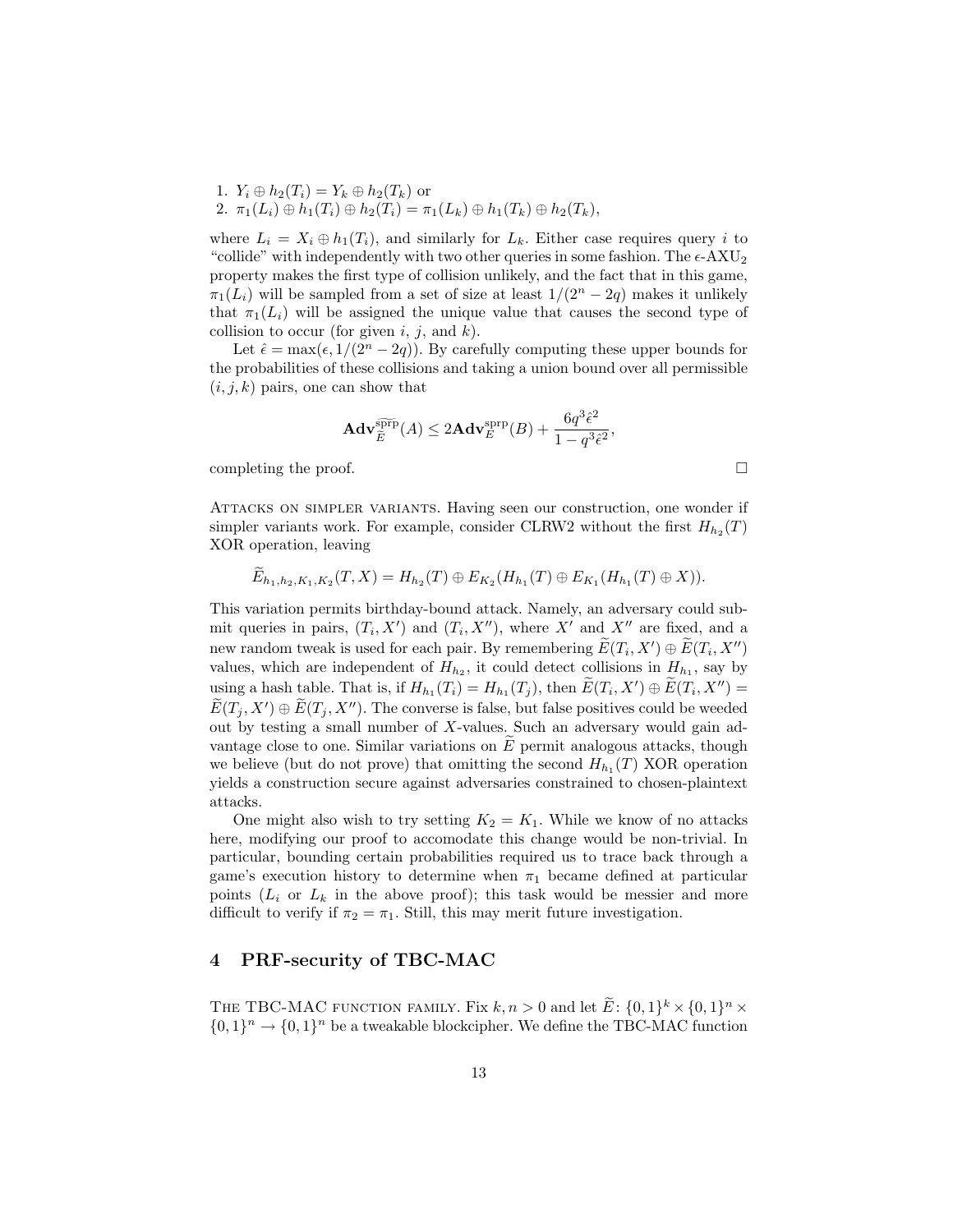1. $Y_i \oplus h_2(T_i) = Y_k \oplus h_2(T_k)$ or
2. $\pi_1(L_i) \oplus h_1(T_i) \oplus h_2(T_i) = \pi_1(L_k) \oplus h_1(T_k) \oplus h_2(T_k)$,

where $L_i = X_i \oplus h_1(T_i)$, and similarly for $L_k$. Either case requires query $i$ to "collide" with independently with two other queries in some fashion. The $\epsilon$-AXU$_2$ property makes the first type of collision unlikely, and the fact that in this game, $\pi_1(L_i)$ will be sampled from a set of size at least $1/(2^n - 2q)$ makes it unlikely that $\pi_1(L_i)$ will be assigned the unique value that causes the second type of collision to occur (for given $i$, $j$, and $k$).

Let $\hat{\epsilon} = \max(\epsilon, 1/(2^n - 2q))$. By carefully computing these upper bounds for the probabilities of these collisions and taking a union bound over all permissible $(i, j, k)$ pairs, one can show that

$$\mathbf{Adv}^{\widetilde{\text{sprp}}}_{\widetilde{E}}(A) \leq 2\mathbf{Adv}^{\text{sprp}}_{E}(B) + \frac{6q^3\hat{\epsilon}^2}{1 - q^3\hat{\epsilon}^2},$$

completing the proof. □

**Attacks on simpler variants.** Having seen our construction, one wonder if simpler variants work. For example, consider CLRW2 without the first $H_{h_2}(T)$ XOR operation, leaving

$$\widetilde{E}_{h_1,h_2,K_1,K_2}(T, X) = H_{h_2}(T) \oplus E_{K_2}(H_{h_1}(T) \oplus E_{K_1}(H_{h_1}(T) \oplus X)).$$

This variation permits birthday-bound attack. Namely, an adversary could submit queries in pairs, $(T_i, X')$ and $(T_i, X'')$, where $X'$ and $X''$ are fixed, and a new random tweak is used for each pair. By remembering $\widetilde{E}(T_i, X') \oplus \widetilde{E}(T_i, X'')$ values, which are independent of $H_{h_2}$, it could detect collisions in $H_{h_1}$, say by using a hash table. That is, if $H_{h_1}(T_i) = H_{h_1}(T_j)$, then $\widetilde{E}(T_i, X') \oplus \widetilde{E}(T_i, X'') = \widetilde{E}(T_j, X') \oplus \widetilde{E}(T_j, X'')$. The converse is false, but false positives could be weeded out by testing a small number of $X$-values. Such an adversary would gain advantage close to one. Similar variations on $\widetilde{E}$ permit analogous attacks, though we believe (but do not prove) that omitting the second $H_{h_1}(T)$ XOR operation yields a construction secure against adversaries constrained to chosen-plaintext attacks.

One might also wish to try setting $K_2 = K_1$. While we know of no attacks here, modifying our proof to accomodate this change would be non-trivial. In particular, bounding certain probabilities required us to trace back through a game's execution history to determine when $\pi_1$ became defined at particular points ($L_i$ or $L_k$ in the above proof); this task would be messier and more difficult to verify if $\pi_2 = \pi_1$. Still, this may merit future investigation.

## 4 PRF-security of TBC-MAC

**The TBC-MAC function family.** Fix $k, n > 0$ and let $\widetilde{E}\colon \{0,1\}^k \times \{0,1\}^n \times \{0,1\}^n \to \{0,1\}^n$ be a tweakable blockcipher. We define the TBC-MAC function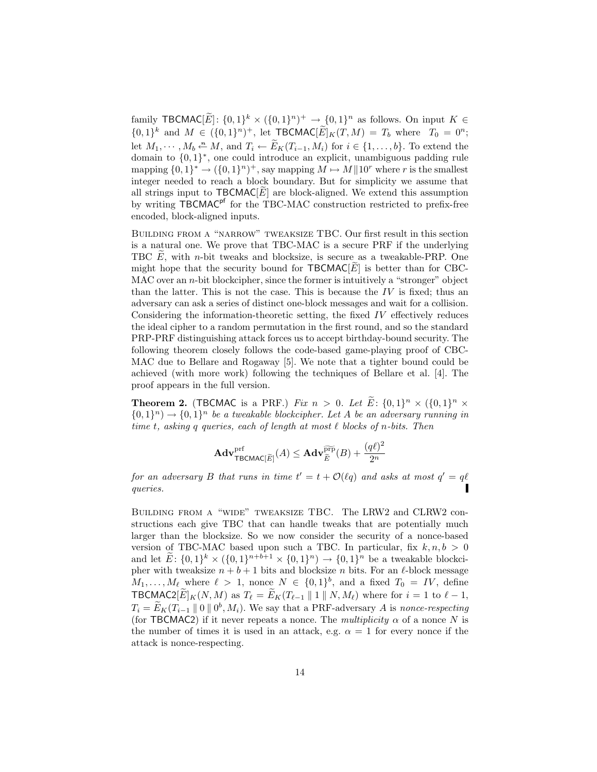family $\mathsf{TBCMAC}[\widetilde{E}]\colon \{0,1\}^k \times (\{0,1\}^n)^+ \to \{0,1\}^n$ as follows. On input $K \in \{0,1\}^k$ and $M \in (\{0,1\}^n)^+$, let $\mathsf{TBCMAC}[\widetilde{E}]_K(T, M) = T_b$ where $T_0 = 0^n$; let $M_1, \cdots, M_b \xleftarrow{n} M$, and $T_i \leftarrow \widetilde{E}_K(T_{i-1}, M_i)$ for $i \in \{1, \ldots, b\}$. To extend the domain to $\{0,1\}^*$, one could introduce an explicit, unambiguous padding rule mapping $\{0,1\}^* \to (\{0,1\}^n)^+$, say mapping $M \mapsto M \| 10^r$ where $r$ is the smallest integer needed to reach a block boundary. But for simplicity we assume that all strings input to $\mathsf{TBCMAC}[\widetilde{E}]$ are block-aligned. We extend this assumption by writing $\mathsf{TBCMAC}^{\mathsf{pf}}$ for the TBC-MAC construction restricted to prefix-free encoded, block-aligned inputs.

BUILDING FROM A "NARROW" TWEAKSIZE TBC. Our first result in this section is a natural one. We prove that TBC-MAC is a secure PRF if the underlying TBC $\widetilde{E}$, with $n$-bit tweaks and blocksize, is secure as a tweakable-PRP. One might hope that the security bound for $\mathsf{TBCMAC}[\widetilde{E}]$ is better than for CBC-MAC over an $n$-bit blockcipher, since the former is intuitively a "stronger" object than the latter. This is not the case. This is because the $IV$ is fixed; thus an adversary can ask a series of distinct one-block messages and wait for a collision. Considering the information-theoretic setting, the fixed $IV$ effectively reduces the ideal cipher to a random permutation in the first round, and so the standard PRP-PRF distinguishing attack forces us to accept birthday-bound security. The following theorem closely follows the code-based game-playing proof of CBC-MAC due to Bellare and Rogaway [5]. We note that a tighter bound could be achieved (with more work) following the techniques of Bellare et al. [4]. The proof appears in the full version.

**Theorem 2.** ($\mathsf{TBCMAC}$ is a PRF.) *Fix $n > 0$. Let $\widetilde{E}\colon \{0,1\}^n \times (\{0,1\}^n \times \{0,1\}^n) \to \{0,1\}^n$ be a tweakable blockcipher. Let $A$ be an adversary running in time $t$, asking $q$ queries, each of length at most $\ell$ blocks of $n$-bits. Then*

$$\mathbf{Adv}^{\mathrm{prf}}_{\mathsf{TBCMAC}[\widetilde{E}]}(A) \le \mathbf{Adv}^{\widetilde{\mathrm{prp}}}_{\widetilde{E}}(B) + \frac{(q\ell)^2}{2^n}$$

*for an adversary $B$ that runs in time $t' = t + \mathcal{O}(\ell q)$ and asks at most $q' = q\ell$ queries.* ∎

BUILDING FROM A "WIDE" TWEAKSIZE TBC. The LRW2 and CLRW2 constructions each give TBC that can handle tweaks that are potentially much larger than the blocksize. So we now consider the security of a nonce-based version of TBC-MAC based upon such a TBC. In particular, fix $k, n, b > 0$ and let $\widetilde{E}\colon \{0,1\}^k \times (\{0,1\}^{n+b+1} \times \{0,1\}^n) \to \{0,1\}^n$ be a tweakable blockcipher with tweaksize $n + b + 1$ bits and blocksize $n$ bits. For an $\ell$-block message $M_1, \ldots, M_\ell$ where $\ell > 1$, nonce $N \in \{0,1\}^b$, and a fixed $T_0 = IV$, define $\mathsf{TBCMAC2}[\widetilde{E}]_K(N, M)$ as $T_\ell = \widetilde{E}_K(T_{\ell-1} \,\|\, 1 \,\|\, N, M_\ell)$ where for $i = 1$ to $\ell - 1$, $T_i = \widetilde{E}_K(T_{i-1} \,\|\, 0 \,\|\, 0^b, M_i)$. We say that a PRF-adversary $A$ is *nonce-respecting* (for $\mathsf{TBCMAC2}$) if it never repeats a nonce. The *multiplicity* $\alpha$ of a nonce $N$ is the number of times it is used in an attack, e.g. $\alpha = 1$ for every nonce if the attack is nonce-respecting.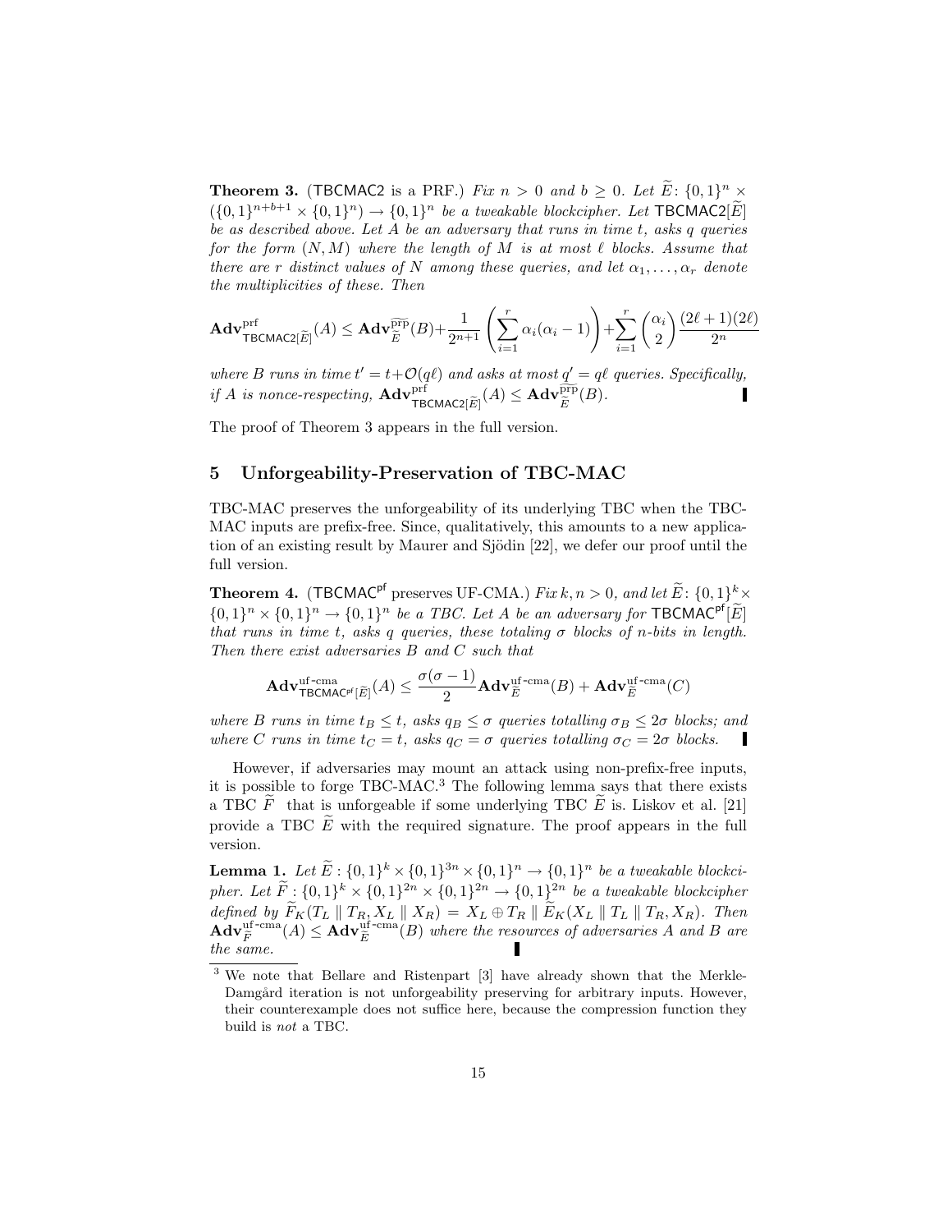**Theorem 3.** (TBCMAC2 is a PRF.) *Fix $n > 0$ and $b \geq 0$. Let $\widetilde{E} \colon \{0,1\}^n \times (\{0,1\}^{n+b+1} \times \{0,1\}^n) \to \{0,1\}^n$ be a tweakable blockcipher. Let $\mathsf{TBCMAC2}[\widetilde{E}]$ be as described above. Let $A$ be an adversary that runs in time $t$, asks $q$ queries for the form $(N, M)$ where the length of $M$ is at most $\ell$ blocks. Assume that there are $r$ distinct values of $N$ among these queries, and let $\alpha_1, \ldots, \alpha_r$ denote the multiplicities of these. Then*

$$\mathbf{Adv}^{\mathrm{prf}}_{\mathsf{TBCMAC2}[\widetilde{E}]}(A) \leq \mathbf{Adv}^{\widetilde{\mathrm{prp}}}_{\widetilde{E}}(B) + \frac{1}{2^{n+1}}\left(\sum_{i=1}^{r} \alpha_i(\alpha_i - 1)\right) + \sum_{i=1}^{r} \binom{\alpha_i}{2} \frac{(2\ell+1)(2\ell)}{2^n}$$

*where $B$ runs in time $t' = t + \mathcal{O}(q\ell)$ and asks at most $q' = q\ell$ queries. Specifically, if $A$ is nonce-respecting, $\mathbf{Adv}^{\mathrm{prf}}_{\mathsf{TBCMAC2}[\widetilde{E}]}(A) \leq \mathbf{Adv}^{\widetilde{\mathrm{prp}}}_{\widetilde{E}}(B)$.*

The proof of Theorem 3 appears in the full version.

## 5 Unforgeability-Preservation of TBC-MAC

TBC-MAC preserves the unforgeability of its underlying TBC when the TBC-MAC inputs are prefix-free. Since, qualitatively, this amounts to a new application of an existing result by Maurer and Sjödin [22], we defer our proof until the full version.

**Theorem 4.** ($\mathsf{TBCMAC}^{\mathsf{pf}}$ preserves UF-CMA.) *Fix $k, n > 0$, and let $\widetilde{E} \colon \{0,1\}^k \times \{0,1\}^n \times \{0,1\}^n \to \{0,1\}^n$ be a TBC. Let $A$ be an adversary for $\mathsf{TBCMAC}^{\mathsf{pf}}[\widetilde{E}]$ that runs in time $t$, asks $q$ queries, these totaling $\sigma$ blocks of $n$-bits in length. Then there exist adversaries $B$ and $C$ such that*

$$\mathbf{Adv}^{\mathrm{uf\text{-}cma}}_{\mathsf{TBCMAC}^{\mathsf{pf}}[\widetilde{E}]}(A) \leq \frac{\sigma(\sigma-1)}{2}\mathbf{Adv}^{\mathrm{uf\text{-}cma}}_{\widetilde{E}}(B) + \mathbf{Adv}^{\mathrm{uf\text{-}cma}}_{\widetilde{E}}(C)$$

*where $B$ runs in time $t_B \leq t$, asks $q_B \leq \sigma$ queries totalling $\sigma_B \leq 2\sigma$ blocks; and where $C$ runs in time $t_C = t$, asks $q_C = \sigma$ queries totalling $\sigma_C = 2\sigma$ blocks.*

However, if adversaries may mount an attack using non-prefix-free inputs, it is possible to forge TBC-MAC.[3] The following lemma says that there exists a TBC $\widetilde{F}$ that is unforgeable if some underlying TBC $\widetilde{E}$ is. Liskov et al. [21] provide a TBC $\widetilde{E}$ with the required signature. The proof appears in the full version.

**Lemma 1.** *Let $\widetilde{E} : \{0,1\}^k \times \{0,1\}^{3n} \times \{0,1\}^n \to \{0,1\}^n$ be a tweakable blockcipher. Let $\widetilde{F} : \{0,1\}^k \times \{0,1\}^{2n} \times \{0,1\}^{2n} \to \{0,1\}^{2n}$ be a tweakable blockcipher defined by $\widetilde{F}_K(T_L \parallel T_R, X_L \parallel X_R) = X_L \oplus T_R \parallel \widetilde{E}_K(X_L \parallel T_L \parallel T_R, X_R)$. Then $\mathbf{Adv}^{\mathrm{uf\text{-}cma}}_{\widetilde{F}}(A) \leq \mathbf{Adv}^{\mathrm{uf\text{-}cma}}_{\widetilde{E}}(B)$ where the resources of adversaries $A$ and $B$ are the same.*

---

[3] We note that Bellare and Ristenpart [3] have already shown that the Merkle-Damgård iteration is not unforgeability preserving for arbitrary inputs. However, their counterexample does not suffice here, because the compression function they build is *not* a TBC.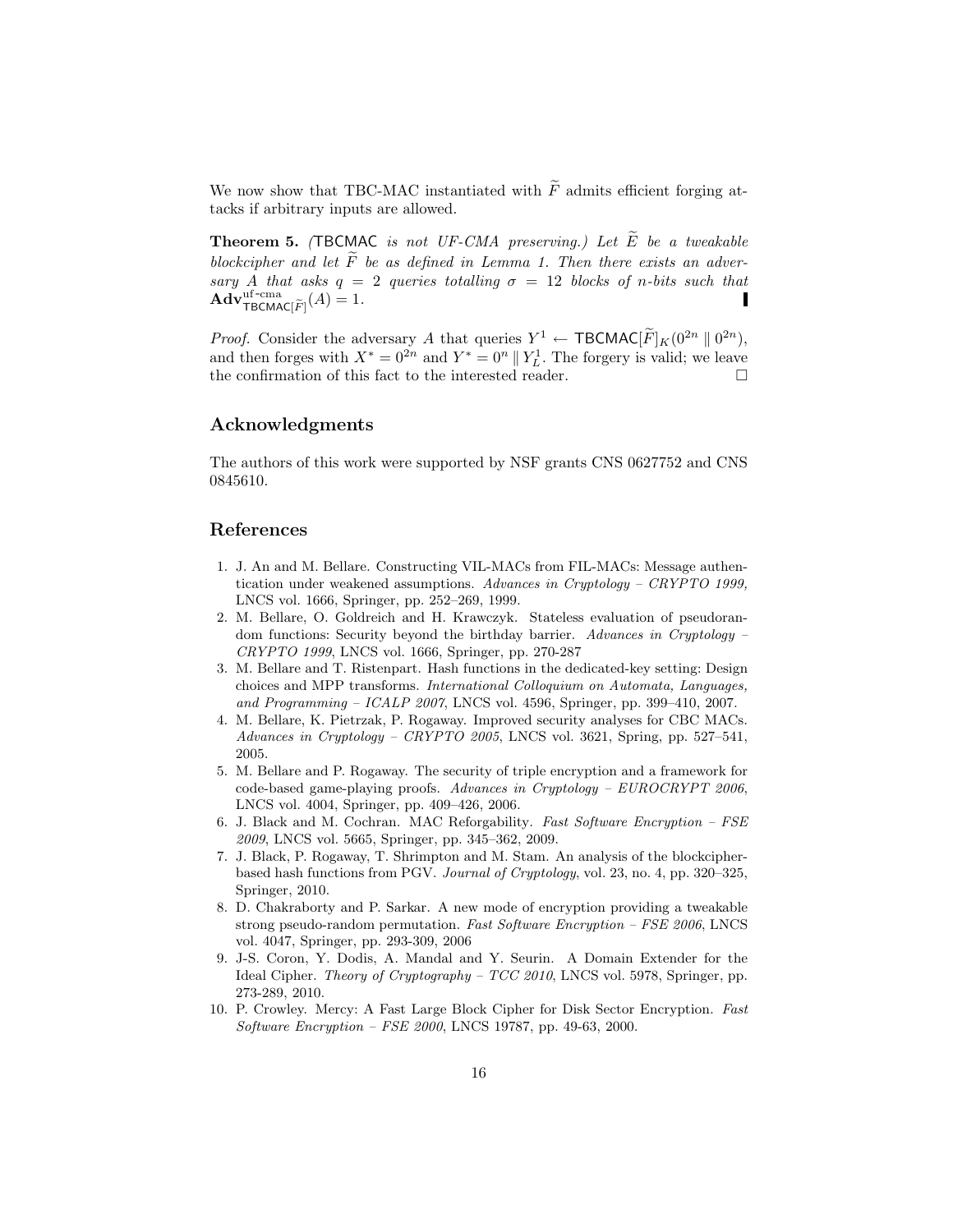We now show that TBC-MAC instantiated with $\widetilde{F}$ admits efficient forging attacks if arbitrary inputs are allowed.

**Theorem 5.** *(*TBCMAC *is not UF-CMA preserving.) Let $\widetilde{E}$ be a tweakable blockcipher and let $\widetilde{F}$ be as defined in Lemma 1. Then there exists an adversary $A$ that asks $q = 2$ queries totalling $\sigma = 12$ blocks of $n$-bits such that $\mathbf{Adv}^{\text{uf-cma}}_{\mathsf{TBCMAC}[\widetilde{F}]}(A) = 1$.*

*Proof.* Consider the adversary $A$ that queries $Y^1 \leftarrow \mathsf{TBCMAC}[\widetilde{F}]_K(0^{2n} \,\|\, 0^{2n})$, and then forges with $X^* = 0^{2n}$ and $Y^* = 0^n \,\|\, Y^1_L$. The forgery is valid; we leave the confirmation of this fact to the interested reader. □

## Acknowledgments

The authors of this work were supported by NSF grants CNS 0627752 and CNS 0845610.

## References

1. J. An and M. Bellare. Constructing VIL-MACs from FIL-MACs: Message authentication under weakened assumptions. *Advances in Cryptology – CRYPTO 1999,* LNCS vol. 1666, Springer, pp. 252–269, 1999.
2. M. Bellare, O. Goldreich and H. Krawczyk. Stateless evaluation of pseudorandom functions: Security beyond the birthday barrier. *Advances in Cryptology – CRYPTO 1999*, LNCS vol. 1666, Springer, pp. 270-287
3. M. Bellare and T. Ristenpart. Hash functions in the dedicated-key setting: Design choices and MPP transforms. *International Colloquium on Automata, Languages, and Programming – ICALP 2007*, LNCS vol. 4596, Springer, pp. 399–410, 2007.
4. M. Bellare, K. Pietrzak, P. Rogaway. Improved security analyses for CBC MACs. *Advances in Cryptology – CRYPTO 2005*, LNCS vol. 3621, Spring, pp. 527–541, 2005.
5. M. Bellare and P. Rogaway. The security of triple encryption and a framework for code-based game-playing proofs. *Advances in Cryptology – EUROCRYPT 2006*, LNCS vol. 4004, Springer, pp. 409–426, 2006.
6. J. Black and M. Cochran. MAC Reforgability. *Fast Software Encryption – FSE 2009*, LNCS vol. 5665, Springer, pp. 345–362, 2009.
7. J. Black, P. Rogaway, T. Shrimpton and M. Stam. An analysis of the blockcipher-based hash functions from PGV. *Journal of Cryptology*, vol. 23, no. 4, pp. 320–325, Springer, 2010.
8. D. Chakraborty and P. Sarkar. A new mode of encryption providing a tweakable strong pseudo-random permutation. *Fast Software Encryption – FSE 2006*, LNCS vol. 4047, Springer, pp. 293-309, 2006
9. J-S. Coron, Y. Dodis, A. Mandal and Y. Seurin. A Domain Extender for the Ideal Cipher. *Theory of Cryptography – TCC 2010*, LNCS vol. 5978, Springer, pp. 273-289, 2010.
10. P. Crowley. Mercy: A Fast Large Block Cipher for Disk Sector Encryption. *Fast Software Encryption – FSE 2000*, LNCS 19787, pp. 49-63, 2000.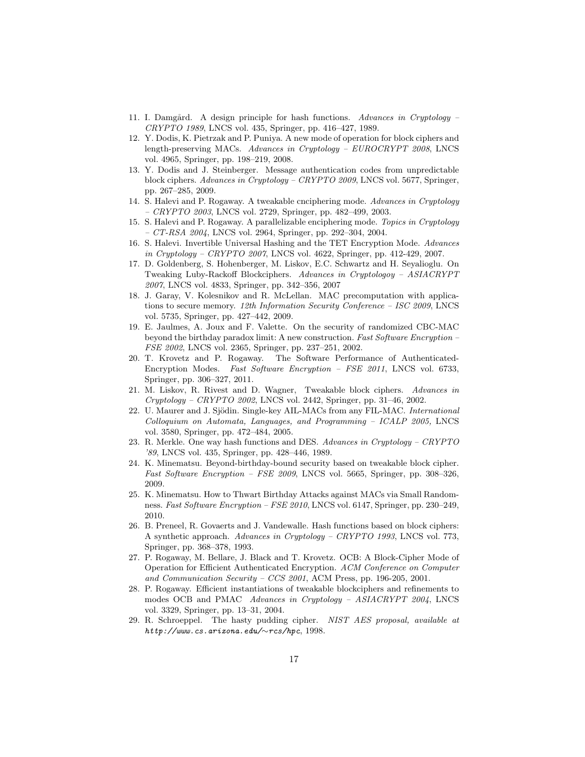11. I. Damgård. A design principle for hash functions. *Advances in Cryptology – CRYPTO 1989*, LNCS vol. 435, Springer, pp. 416–427, 1989.
12. Y. Dodis, K. Pietrzak and P. Puniya. A new mode of operation for block ciphers and length-preserving MACs. *Advances in Cryptology – EUROCRYPT 2008*, LNCS vol. 4965, Springer, pp. 198–219, 2008.
13. Y. Dodis and J. Steinberger. Message authentication codes from unpredictable block ciphers. *Advances in Cryptology – CRYPTO 2009*, LNCS vol. 5677, Springer, pp. 267–285, 2009.
14. S. Halevi and P. Rogaway. A tweakable cnciphering mode. *Advances in Cryptology – CRYPTO 2003*, LNCS vol. 2729, Springer, pp. 482–499, 2003.
15. S. Halevi and P. Rogaway. A parallelizable enciphering mode. *Topics in Cryptology – CT-RSA 2004*, LNCS vol. 2964, Springer, pp. 292–304, 2004.
16. S. Halevi. Invertible Universal Hashing and the TET Encryption Mode. *Advances in Cryptology – CRYPTO 2007*, LNCS vol. 4622, Springer, pp. 412-429, 2007.
17. D. Goldenberg, S. Hohenberger, M. Liskov, E.C. Schwartz and H. Seyalioglu. On Tweaking Luby-Rackoff Blockciphers. *Advances in Cryptologoy – ASIACRYPT 2007*, LNCS vol. 4833, Springer, pp. 342–356, 2007
18. J. Garay, V. Kolesnikov and R. McLellan. MAC precomputation with applications to secure memory. *12th Information Security Conference – ISC 2009*, LNCS vol. 5735, Springer, pp. 427–442, 2009.
19. E. Jaulmes, A. Joux and F. Valette. On the security of randomized CBC-MAC beyond the birthday paradox limit: A new construction. *Fast Software Encryption – FSE 2002*, LNCS vol. 2365, Springer, pp. 237–251, 2002.
20. T. Krovetz and P. Rogaway. The Software Performance of Authenticated-Encryption Modes. *Fast Software Encryption – FSE 2011*, LNCS vol. 6733, Springer, pp. 306–327, 2011.
21. M. Liskov, R. Rivest and D. Wagner, Tweakable block ciphers. *Advances in Cryptology – CRYPTO 2002*, LNCS vol. 2442, Springer, pp. 31–46, 2002.
22. U. Maurer and J. Sjödin. Single-key AIL-MACs from any FIL-MAC. *International Colloquium on Automata, Languages, and Programming – ICALP 2005,* LNCS vol. 3580, Springer, pp. 472–484, 2005.
23. R. Merkle. One way hash functions and DES. *Advances in Cryptology – CRYPTO '89*, LNCS vol. 435, Springer, pp. 428–446, 1989.
24. K. Minematsu. Beyond-birthday-bound security based on tweakable block cipher. *Fast Software Encryption – FSE 2009*, LNCS vol. 5665, Springer, pp. 308–326, 2009.
25. K. Minematsu. How to Thwart Birthday Attacks against MACs via Small Randomness. *Fast Software Encryption – FSE 2010*, LNCS vol. 6147, Springer, pp. 230–249, 2010.
26. B. Preneel, R. Govaerts and J. Vandewalle. Hash functions based on block ciphers: A synthetic approach. *Advances in Cryptology – CRYPTO 1993*, LNCS vol. 773, Springer, pp. 368–378, 1993.
27. P. Rogaway, M. Bellare, J. Black and T. Krovetz. OCB: A Block-Cipher Mode of Operation for Efficient Authenticated Encryption. *ACM Conference on Computer and Communication Security – CCS 2001*, ACM Press, pp. 196-205, 2001.
28. P. Rogaway. Efficient instantiations of tweakable blockciphers and refinements to modes OCB and PMAC *Advances in Cryptology – ASIACRYPT 2004*, LNCS vol. 3329, Springer, pp. 13–31, 2004.
29. R. Schroeppel. The hasty pudding cipher. *NIST AES proposal, available at http://www.cs.arizona.edu/~rcs/hpc*, 1998.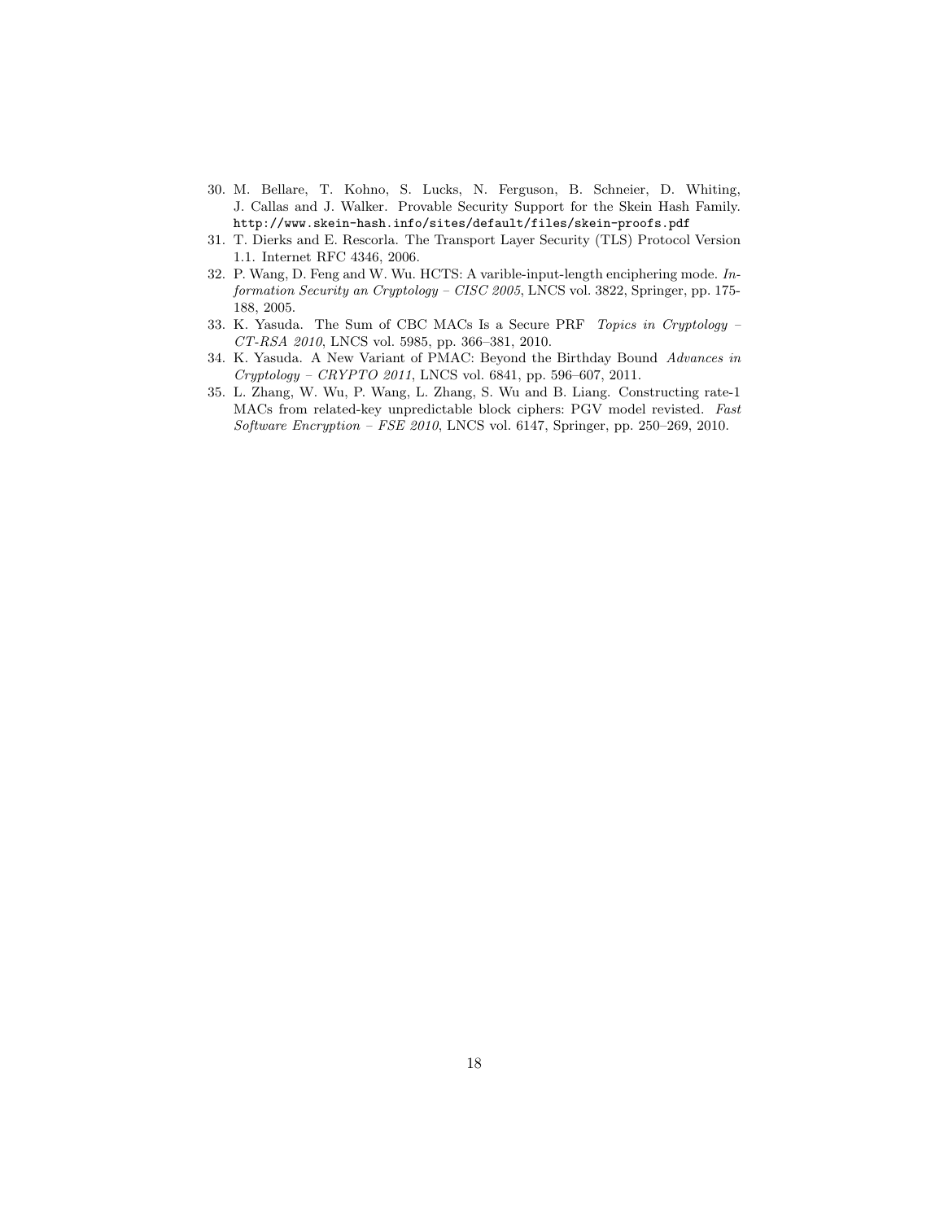30. M. Bellare, T. Kohno, S. Lucks, N. Ferguson, B. Schneier, D. Whiting, J. Callas and J. Walker. Provable Security Support for the Skein Hash Family. `http://www.skein-hash.info/sites/default/files/skein-proofs.pdf`
31. T. Dierks and E. Rescorla. The Transport Layer Security (TLS) Protocol Version 1.1. Internet RFC 4346, 2006.
32. P. Wang, D. Feng and W. Wu. HCTS: A varible-input-length enciphering mode. *Information Security an Cryptology – CISC 2005*, LNCS vol. 3822, Springer, pp. 175-188, 2005.
33. K. Yasuda. The Sum of CBC MACs Is a Secure PRF *Topics in Cryptology – CT-RSA 2010*, LNCS vol. 5985, pp. 366–381, 2010.
34. K. Yasuda. A New Variant of PMAC: Beyond the Birthday Bound *Advances in Cryptology – CRYPTO 2011*, LNCS vol. 6841, pp. 596–607, 2011.
35. L. Zhang, W. Wu, P. Wang, L. Zhang, S. Wu and B. Liang. Constructing rate-1 MACs from related-key unpredictable block ciphers: PGV model revisted. *Fast Software Encryption – FSE 2010*, LNCS vol. 6147, Springer, pp. 250–269, 2010.